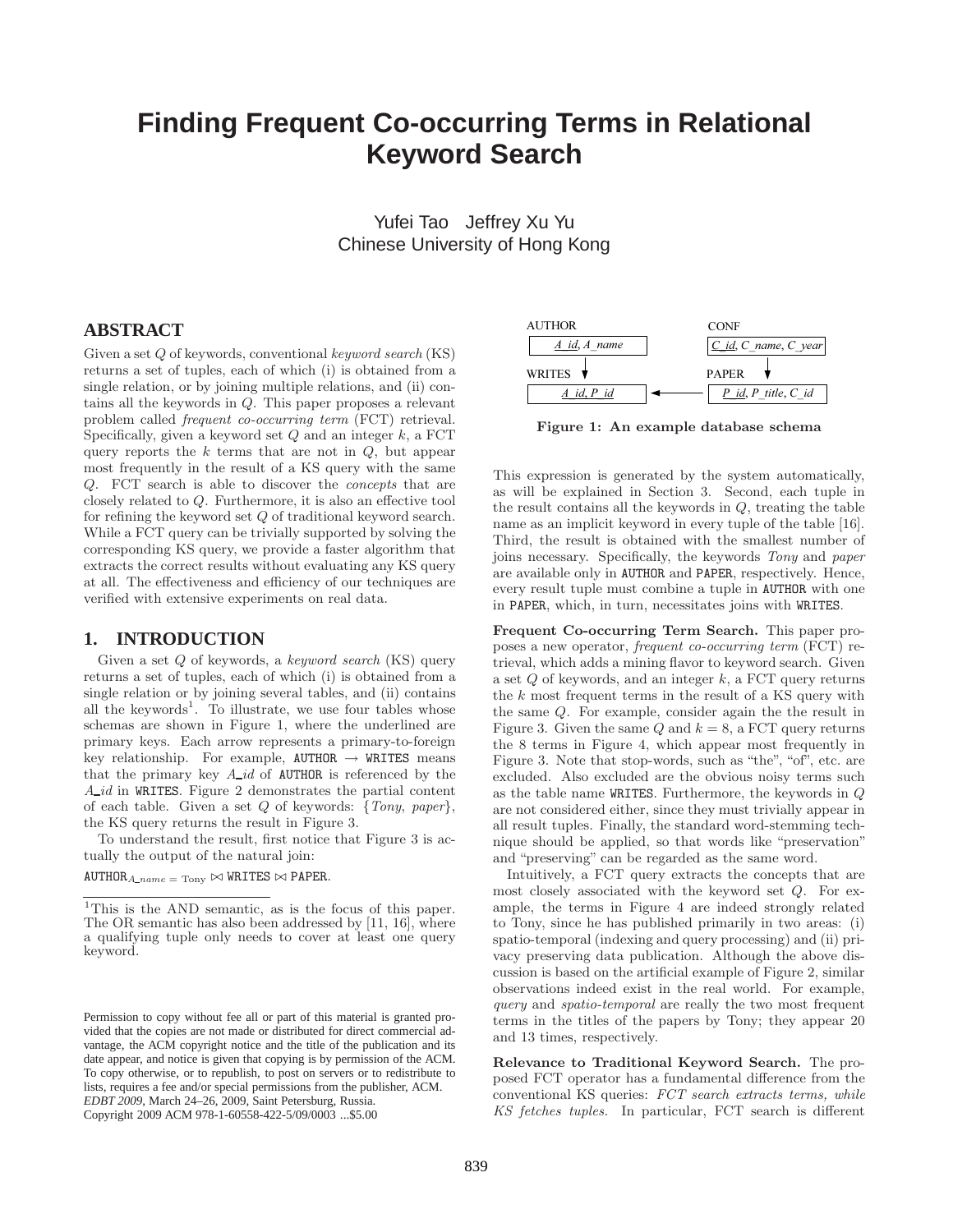# Finding Frequent Co-occurring Terms in Relational Keyword Search

Yufei Tao   Jeffrey Xu Yu
Chinese University of Hong Kong

## ABSTRACT

Given a set $Q$ of keywords, conventional *keyword search* (KS) returns a set of tuples, each of which (i) is obtained from a single relation, or by joining multiple relations, and (ii) contains all the keywords in $Q$. This paper proposes a relevant problem called *frequent co-occurring term* (FCT) retrieval. Specifically, given a keyword set $Q$ and an integer $k$, a FCT query reports the $k$ terms that are not in $Q$, but appear most frequently in the result of a KS query with the same $Q$. FCT search is able to discover the *concepts* that are closely related to $Q$. Furthermore, it is also an effective tool for refining the keyword set $Q$ of traditional keyword search. While a FCT query can be trivially supported by solving the corresponding KS query, we provide a faster algorithm that extracts the correct results without evaluating any KS query at all. The effectiveness and efficiency of our techniques are verified with extensive experiments on real data.

## 1. INTRODUCTION

Given a set $Q$ of keywords, a *keyword search* (KS) query returns a set of tuples, each of which (i) is obtained from a single relation or by joining several tables, and (ii) contains all the keywords[1]. To illustrate, we use four tables whose schemas are shown in Figure 1, where the underlined are primary keys. Each arrow represents a primary-to-foreign key relationship. For example, AUTHOR → WRITES means that the primary key *A_id* of AUTHOR is referenced by the *A_id* in WRITES. Figure 2 demonstrates the partial content of each table. Given a set $Q$ of keywords: {*Tony*, *paper*}, the KS query returns the result in Figure 3.

To understand the result, first notice that Figure 3 is actually the output of the natural join:

$\text{AUTHOR}_{A\_name\,=\,\text{Tony}} \bowtie \text{WRITES} \bowtie \text{PAPER}$.

[1] This is the AND semantic, as is the focus of this paper. The OR semantic has also been addressed by [11, 16], where a qualifying tuple only needs to cover at least one query keyword.

Permission to copy without fee all or part of this material is granted provided that the copies are not made or distributed for direct commercial advantage, the ACM copyright notice and the title of the publication and its date appear, and notice is given that copying is by permission of the ACM. To copy otherwise, or to republish, to post on servers or to redistribute to lists, requires a fee and/or special permissions from the publisher, ACM.
*EDBT 2009*, March 24–26, 2009, Saint Petersburg, Russia.
Copyright 2009 ACM 978-1-60558-422-5/09/0003 ...$5.00

AUTHOR: A_id, A_name
CONF: C_id, C_name, C_year
WRITES: A_id, P_id
PAPER: P_id, P_title, C_id

**Figure 1: An example database schema**

This expression is generated by the system automatically, as will be explained in Section 3. Second, each tuple in the result contains all the keywords in $Q$, treating the table name as an implicit keyword in every tuple of the table [16]. Third, the result is obtained with the smallest number of joins necessary. Specifically, the keywords *Tony* and *paper* are available only in AUTHOR and PAPER, respectively. Hence, every result tuple must combine a tuple in AUTHOR with one in PAPER, which, in turn, necessitates joins with WRITES.

**Frequent Co-occurring Term Search.** This paper proposes a new operator, *frequent co-occurring term* (FCT) retrieval, which adds a mining flavor to keyword search. Given a set $Q$ of keywords, and an integer $k$, a FCT query returns the $k$ most frequent terms in the result of a KS query with the same $Q$. For example, consider again the the result in Figure 3. Given the same $Q$ and $k = 8$, a FCT query returns the 8 terms in Figure 4, which appear most frequently in Figure 3. Note that stop-words, such as "the", "of", etc. are excluded. Also excluded are the obvious noisy terms such as the table name WRITES. Furthermore, the keywords in $Q$ are not considered either, since they must trivially appear in all result tuples. Finally, the standard word-stemming technique should be applied, so that words like "preservation" and "preserving" can be regarded as the same word.

Intuitively, a FCT query extracts the concepts that are most closely associated with the keyword set $Q$. For example, the terms in Figure 4 are indeed strongly related to Tony, since he has published primarily in two areas: (i) spatio-temporal (indexing and query processing) and (ii) privacy preserving data publication. Although the above discussion is based on the artificial example of Figure 2, similar observations indeed exist in the real world. For example, *query* and *spatio-temporal* are really the two most frequent terms in the titles of the papers by Tony; they appear 20 and 13 times, respectively.

**Relevance to Traditional Keyword Search.** The proposed FCT operator has a fundamental difference from the conventional KS queries: *FCT search extracts terms, while KS fetches tuples.* In particular, FCT search is different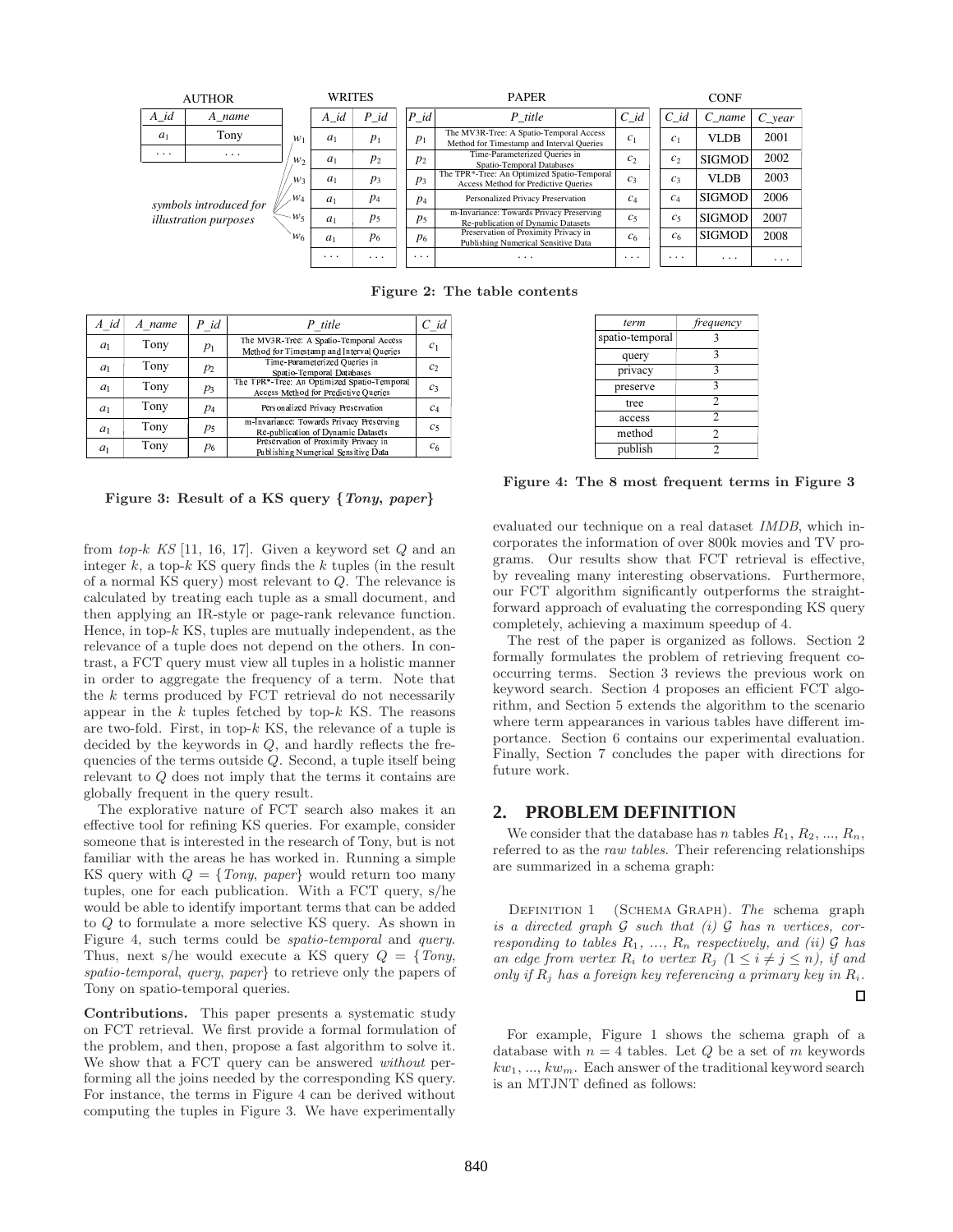**AUTHOR**

| $A\_id$ | $A\_name$ |
|---|---|
| $a_1$ | Tony |
| ... | ... |

*symbols introduced for illustration purposes*

**WRITES**

| | $A\_id$ | $P\_id$ |
|---|---|---|
| $w_1$ | $a_1$ | $p_1$ |
| $w_2$ | $a_1$ | $p_2$ |
| $w_3$ | $a_1$ | $p_3$ |
| $w_4$ | $a_1$ | $p_4$ |
| $w_5$ | $a_1$ | $p_5$ |
| $w_6$ | $a_1$ | $p_6$ |
| | ... | ... |

**PAPER**

| $P\_id$ | $P\_title$ | $C\_id$ |
|---|---|---|
| $p_1$ | The MV3R-Tree: A Spatio-Temporal Access Method for Timestamp and Interval Queries | $c_1$ |
| $p_2$ | Time-Parameterized Queries in Spatio-Temporal Databases | $c_2$ |
| $p_3$ | The TPR*-Tree: An Optimized Spatio-Temporal Access Method for Predictive Queries | $c_3$ |
| $p_4$ | Personalized Privacy Preservation | $c_4$ |
| $p_5$ | m-Invariance: Towards Privacy Preserving Re-publication of Dynamic Datasets | $c_5$ |
| $p_6$ | Preservation of Proximity Privacy in Publishing Numerical Sensitive Data | $c_6$ |
| ... | ... | ... |

**CONF**

| $C\_id$ | $C\_name$ | $C\_year$ |
|---|---|---|
| $c_1$ | VLDB | 2001 |
| $c_2$ | SIGMOD | 2002 |
| $c_3$ | VLDB | 2003 |
| $c_4$ | SIGMOD | 2006 |
| $c_5$ | SIGMOD | 2007 |
| $c_6$ | SIGMOD | 2008 |
| ... | ... | ... |

**Figure 2: The table contents**

| $A\_id$ | $A\_name$ | $P\_id$ | $P\_title$ | $C\_id$ |
|---|---|---|---|---|
| $a_1$ | Tony | $p_1$ | The MV3R-Tree: A Spatio-Temporal Access Method for Timestamp and Interval Queries | $c_1$ |
| $a_1$ | Tony | $p_2$ | Time-Parameterized Queries in Spatio-Temporal Databases | $c_2$ |
| $a_1$ | Tony | $p_3$ | The TPR*-Tree: An Optimized Spatio-Temporal Access Method for Predictive Queries | $c_3$ |
| $a_1$ | Tony | $p_4$ | Personalized Privacy Preservation | $c_4$ |
| $a_1$ | Tony | $p_5$ | m-Invariance: Towards Privacy Preserving Re-publication of Dynamic Datasets | $c_5$ |
| $a_1$ | Tony | $p_6$ | Preservation of Proximity Privacy in Publishing Numerical Sensitive Data | $c_6$ |

**Figure 3: Result of a KS query {*Tony*, *paper*}**

| *term* | *frequency* |
|---|---|
| spatio-temporal | 3 |
| query | 3 |
| privacy | 3 |
| preserve | 3 |
| tree | 2 |
| access | 2 |
| method | 2 |
| publish | 2 |

**Figure 4: The 8 most frequent terms in Figure 3**

from *top-k KS* [11, 16, 17]. Given a keyword set $Q$ and an integer $k$, a top-$k$ KS query finds the $k$ tuples (in the result of a normal KS query) most relevant to $Q$. The relevance is calculated by treating each tuple as a small document, and then applying an IR-style or page-rank relevance function. Hence, in top-$k$ KS, tuples are mutually independent, as the relevance of a tuple does not depend on the others. In contrast, a FCT query must view all tuples in a holistic manner in order to aggregate the frequency of a term. Note that the $k$ terms produced by FCT retrieval do not necessarily appear in the $k$ tuples fetched by top-$k$ KS. The reasons are two-fold. First, in top-$k$ KS, the relevance of a tuple is decided by the keywords in $Q$, and hardly reflects the frequencies of the terms outside $Q$. Second, a tuple itself being relevant to $Q$ does not imply that the terms it contains are globally frequent in the query result.

The explorative nature of FCT search also makes it an effective tool for refining KS queries. For example, consider someone that is interested in the research of Tony, but is not familiar with the areas he has worked in. Running a simple KS query with $Q = \{$*Tony*, *paper*$\}$ would return too many tuples, one for each publication. With a FCT query, s/he would be able to identify important terms that can be added to $Q$ to formulate a more selective KS query. As shown in Figure 4, such terms could be *spatio-temporal* and *query*. Thus, next s/he would execute a KS query $Q = \{$*Tony*, *spatio-temporal*, *query*, *paper*$\}$ to retrieve only the papers of Tony on spatio-temporal queries.

**Contributions.** This paper presents a systematic study on FCT retrieval. We first provide a formal formulation of the problem, and then, propose a fast algorithm to solve it. We show that a FCT query can be answered *without* performing all the joins needed by the corresponding KS query. For instance, the terms in Figure 4 can be derived without computing the tuples in Figure 3. We have experimentally evaluated our technique on a real dataset *IMDB*, which incorporates the information of over 800k movies and TV programs. Our results show that FCT retrieval is effective, by revealing many interesting observations. Furthermore, our FCT algorithm significantly outperforms the straightforward approach of evaluating the corresponding KS query completely, achieving a maximum speedup of 4.

The rest of the paper is organized as follows. Section 2 formally formulates the problem of retrieving frequent co-occurring terms. Section 3 reviews the previous work on keyword search. Section 4 proposes an efficient FCT algorithm, and Section 5 extends the algorithm to the scenario where term appearances in various tables have different importance. Section 6 contains our experimental evaluation. Finally, Section 7 concludes the paper with directions for future work.

## 2. PROBLEM DEFINITION

We consider that the database has $n$ tables $R_1, R_2, ..., R_n$, referred to as the *raw tables*. Their referencing relationships are summarized in a schema graph:

DEFINITION 1 (SCHEMA GRAPH). *The* schema graph *is a directed graph $\mathcal{G}$ such that (i) $\mathcal{G}$ has $n$ vertices, corresponding to tables $R_1$, ..., $R_n$ respectively, and (ii) $\mathcal{G}$ has an edge from vertex $R_i$ to vertex $R_j$ ($1 \le i \ne j \le n$), if and only if $R_j$ has a foreign key referencing a primary key in $R_i$.* □

For example, Figure 1 shows the schema graph of a database with $n = 4$ tables. Let $Q$ be a set of $m$ keywords $kw_1$, ..., $kw_m$. Each answer of the traditional keyword search is an MTJNT defined as follows: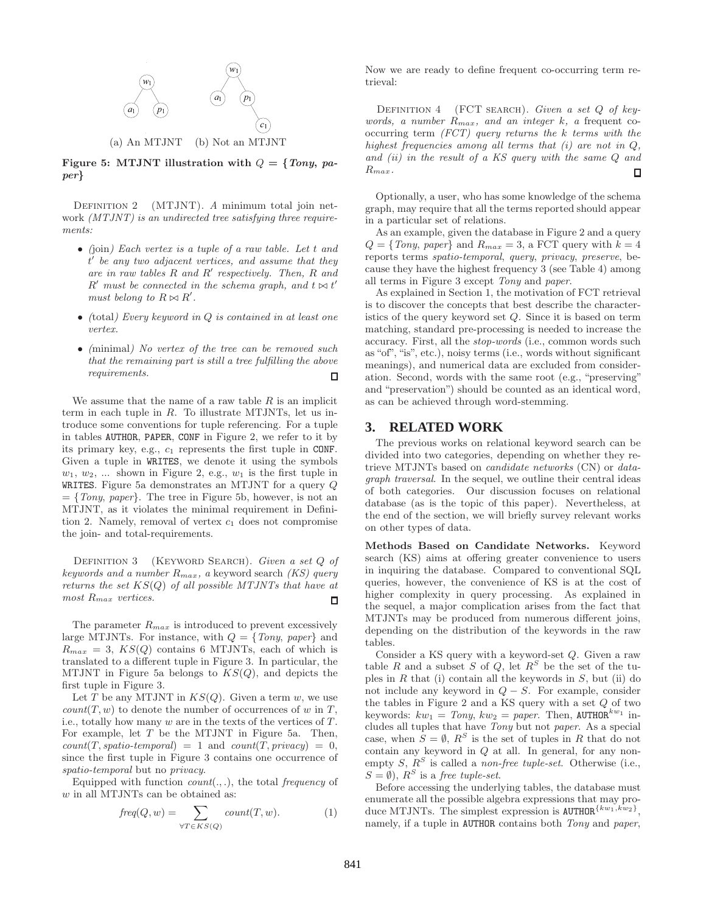(a) An MTJNT (b) Not an MTJNT

**Figure 5: MTJNT illustration with $Q$ = {*Tony*, *paper*}**

Definition 2 (MTJNT). *A minimum total join network (MTJNT) is an undirected tree satisfying three requirements:*

- *(*join*) Each vertex is a tuple of a raw table. Let $t$ and $t'$ be any two adjacent vertices, and assume that they are in raw tables $R$ and $R'$ respectively. Then, $R$ and $R'$ must be connected in the schema graph, and $t \bowtie t'$ must belong to $R \bowtie R'$.*
- *(*total*) Every keyword in $Q$ is contained in at least one vertex.*
- *(*minimal*) No vertex of the tree can be removed such that the remaining part is still a tree fulfilling the above requirements.* □

We assume that the name of a raw table $R$ is an implicit term in each tuple in $R$. To illustrate MTJNTs, let us introduce some conventions for tuple referencing. For a tuple in tables AUTHOR, PAPER, CONF in Figure 2, we refer to it by its primary key, e.g., $c_1$ represents the first tuple in CONF. Given a tuple in WRITES, we denote it using the symbols $w_1$, $w_2$, ... shown in Figure 2, e.g., $w_1$ is the first tuple in WRITES. Figure 5a demonstrates an MTJNT for a query $Q$ = {*Tony*, *paper*}. The tree in Figure 5b, however, is not an MTJNT, as it violates the minimal requirement in Definition 2. Namely, removal of vertex $c_1$ does not compromise the join- and total-requirements.

Definition 3 (Keyword Search). *Given a set $Q$ of keywords and a number $R_{max}$, a* keyword search *(KS) query returns the set $KS(Q)$ of all possible MTJNTs that have at most $R_{max}$ vertices.* □

The parameter $R_{max}$ is introduced to prevent excessively large MTJNTs. For instance, with $Q$ = {*Tony*, *paper*} and $R_{max} = 3$, $KS(Q)$ contains 6 MTJNTs, each of which is translated to a different tuple in Figure 3. In particular, the MTJNT in Figure 5a belongs to $KS(Q)$, and depicts the first tuple in Figure 3.

Let $T$ be any MTJNT in $KS(Q)$. Given a term $w$, we use $count(T, w)$ to denote the number of occurrences of $w$ in $T$, i.e., totally how many $w$ are in the texts of the vertices of $T$. For example, let $T$ be the MTJNT in Figure 5a. Then, $count(T, spatio\text{-}temporal) = 1$ and $count(T, privacy) = 0$, since the first tuple in Figure 3 contains one occurrence of *spatio-temporal* but no *privacy*.

Equipped with function $count(.,.)$, the total *frequency* of $w$ in all MTJNTs can be obtained as:

$$freq(Q, w) = \sum_{\forall T \in KS(Q)} count(T, w). \quad (1)$$

Now we are ready to define frequent co-occurring term retrieval:

Definition 4 (FCT search). *Given a set $Q$ of keywords, a number $R_{max}$, and an integer $k$, a* frequent co-occurring term *(FCT) query returns the $k$ terms with the highest frequencies among all terms that (i) are not in $Q$, and (ii) in the result of a KS query with the same $Q$ and $R_{max}$.* □

Optionally, a user, who has some knowledge of the schema graph, may require that all the terms reported should appear in a particular set of relations.

As an example, given the database in Figure 2 and a query $Q$ = {*Tony*, *paper*} and $R_{max} = 3$, a FCT query with $k = 4$ reports terms *spatio-temporal*, *query*, *privacy*, *preserve*, because they have the highest frequency 3 (see Table 4) among all terms in Figure 3 except *Tony* and *paper*.

As explained in Section 1, the motivation of FCT retrieval is to discover the concepts that best describe the characteristics of the query keyword set $Q$. Since it is based on term matching, standard pre-processing is needed to increase the accuracy. First, all the *stop-words* (i.e., common words such as "of", "is", etc.), noisy terms (i.e., words without significant meanings), and numerical data are excluded from consideration. Second, words with the same root (e.g., "preserving" and "preservation") should be counted as an identical word, as can be achieved through word-stemming.

## 3. RELATED WORK

The previous works on relational keyword search can be divided into two categories, depending on whether they retrieve MTJNTs based on *candidate networks* (CN) or *data-graph traversal*. In the sequel, we outline their central ideas of both categories. Our discussion focuses on relational database (as is the topic of this paper). Nevertheless, at the end of the section, we will briefly survey relevant works on other types of data.

**Methods Based on Candidate Networks.** Keyword search (KS) aims at offering greater convenience to users in inquiring the database. Compared to conventional SQL queries, however, the convenience of KS is at the cost of higher complexity in query processing. As explained in the sequel, a major complication arises from the fact that MTJNTs may be produced from numerous different joins, depending on the distribution of the keywords in the raw tables.

Consider a KS query with a keyword-set $Q$. Given a raw table $R$ and a subset $S$ of $Q$, let $R^S$ be the set of the tuples in $R$ that (i) contain all the keywords in $S$, but (ii) do not include any keyword in $Q - S$. For example, consider the tables in Figure 2 and a KS query with a set $Q$ of two keywords: $kw_1$ = *Tony*, $kw_2$ = *paper*. Then, $\text{AUTHOR}^{kw_1}$ includes all tuples that have *Tony* but not *paper*. As a special case, when $S = \emptyset$, $R^S$ is the set of tuples in $R$ that do not contain any keyword in $Q$ at all. In general, for any non-empty $S$, $R^S$ is called a *non-free tuple-set*. Otherwise (i.e., $S = \emptyset$), $R^S$ is a *free tuple-set*.

Before accessing the underlying tables, the database must enumerate all the possible algebra expressions that may produce MTJNTs. The simplest expression is $\text{AUTHOR}^{\{kw_1, kw_2\}}$, namely, if a tuple in AUTHOR contains both *Tony* and *paper*,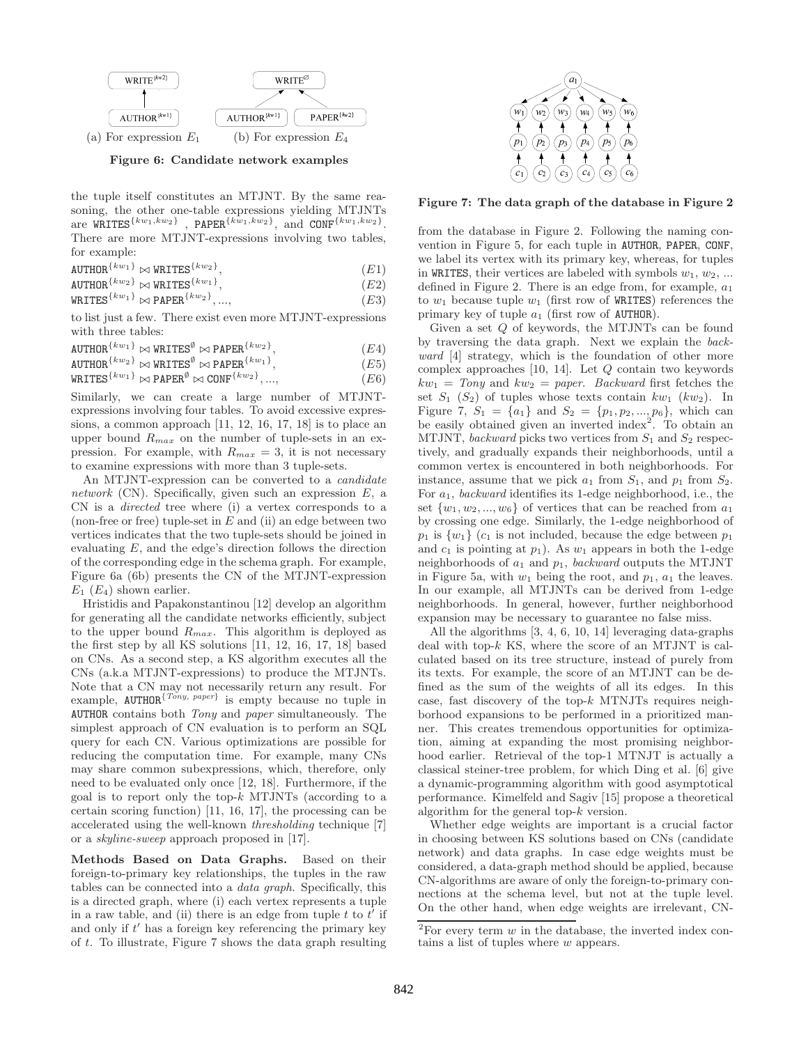WRITE$^{\{kw2\}}$

AUTHOR$^{\{kw1\}}$

(a) For expression $E_1$

WRITE$^{\emptyset}$

AUTHOR$^{\{kw1\}}$ PAPER$^{\{kw2\}}$

(b) For expression $E_4$

**Figure 6: Candidate network examples**

the tuple itself constitutes an MTJNT. By the same reasoning, the other one-table expressions yielding MTJNTs are $\texttt{WRITES}^{\{kw_1,kw_2\}}$, $\texttt{PAPER}^{\{kw_1,kw_2\}}$, and $\texttt{CONF}^{\{kw_1,kw_2\}}$. There are more MTJNT-expressions involving two tables, for example:

$$\texttt{AUTHOR}^{\{kw_1\}} \bowtie \texttt{WRITES}^{\{kw_2\}}, \qquad (E1)$$
$$\texttt{AUTHOR}^{\{kw_2\}} \bowtie \texttt{WRITES}^{\{kw_1\}}, \qquad (E2)$$
$$\texttt{WRITES}^{\{kw_1\}} \bowtie \texttt{PAPER}^{\{kw_2\}}, ..., \qquad (E3)$$

to list just a few. There exist even more MTJNT-expressions with three tables:

$$\texttt{AUTHOR}^{\{kw_1\}} \bowtie \texttt{WRITES}^{\emptyset} \bowtie \texttt{PAPER}^{\{kw_2\}}, \qquad (E4)$$
$$\texttt{AUTHOR}^{\{kw_2\}} \bowtie \texttt{WRITES}^{\emptyset} \bowtie \texttt{PAPER}^{\{kw_1\}}, \qquad (E5)$$
$$\texttt{WRITES}^{\{kw_1\}} \bowtie \texttt{PAPER}^{\emptyset} \bowtie \texttt{CONF}^{\{kw_2\}}, ..., \qquad (E6)$$

Similarly, we can create a large number of MTJNT-expressions involving four tables. To avoid excessive expressions, a common approach [11, 12, 16, 17, 18] is to place an upper bound $R_{max}$ on the number of tuple-sets in an expression. For example, with $R_{max} = 3$, it is not necessary to examine expressions with more than 3 tuple-sets.

An MTJNT-expression can be converted to a *candidate network* (CN). Specifically, given such an expression $E$, a CN is a *directed* tree where (i) a vertex corresponds to a (non-free or free) tuple-set in $E$ and (ii) an edge between two vertices indicates that the two tuple-sets should be joined in evaluating $E$, and the edge's direction follows the direction of the corresponding edge in the schema graph. For example, Figure 6a (6b) presents the CN of the MTJNT-expression $E_1$ ($E_4$) shown earlier.

Hristidis and Papakonstantinou [12] develop an algorithm for generating all the candidate networks efficiently, subject to the upper bound $R_{max}$. This algorithm is deployed as the first step by all KS solutions [11, 12, 16, 17, 18] based on CNs. As a second step, a KS algorithm executes all the CNs (a.k.a MTJNT-expressions) to produce the MTJNTs. Note that a CN may not necessarily return any result. For example, $\texttt{AUTHOR}^{\{Tony,\ paper\}}$ is empty because no tuple in AUTHOR contains both *Tony* and *paper* simultaneously. The simplest approach of CN evaluation is to perform an SQL query for each CN. Various optimizations are possible for reducing the computation time. For example, many CNs may share common subexpressions, which, therefore, only need to be evaluated only once [12, 18]. Furthermore, if the goal is to report only the top-$k$ MTJNTs (according to a certain scoring function) [11, 16, 17], the processing can be accelerated using the well-known *thresholding* technique [7] or a *skyline-sweep* approach proposed in [17].

**Methods Based on Data Graphs.** Based on their foreign-to-primary key relationships, the tuples in the raw tables can be connected into a *data graph*. Specifically, this is a directed graph, where (i) each vertex represents a tuple in a raw table, and (ii) there is an edge from tuple $t$ to $t'$ if and only if $t'$ has a foreign key referencing the primary key of $t$. To illustrate, Figure 7 shows the data graph resulting

**Figure 7: The data graph of the database in Figure 2**

from the database in Figure 2. Following the naming convention in Figure 5, for each tuple in AUTHOR, PAPER, CONF, we label its vertex with its primary key, whereas, for tuples in WRITES, their vertices are labeled with symbols $w_1$, $w_2$, ... defined in Figure 2. There is an edge from, for example, $a_1$ to $w_1$ because tuple $w_1$ (first row of WRITES) references the primary key of tuple $a_1$ (first row of AUTHOR).

Given a set $Q$ of keywords, the MTJNTs can be found by traversing the data graph. Next we explain the *backward* [4] strategy, which is the foundation of other more complex approaches [10, 14]. Let $Q$ contain two keywords $kw_1 = Tony$ and $kw_2 = paper$. *Backward* first fetches the set $S_1$ ($S_2$) of tuples whose texts contain $kw_1$ ($kw_2$). In Figure 7, $S_1 = \{a_1\}$ and $S_2 = \{p_1, p_2, ..., p_6\}$, which can be easily obtained given an inverted index[2]. To obtain an MTJNT, *backward* picks two vertices from $S_1$ and $S_2$ respectively, and gradually expands their neighborhoods, until a common vertex is encountered in both neighborhoods. For instance, assume that we pick $a_1$ from $S_1$, and $p_1$ from $S_2$. For $a_1$, *backward* identifies its 1-edge neighborhood, i.e., the set $\{w_1, w_2, ..., w_6\}$ of vertices that can be reached from $a_1$ by crossing one edge. Similarly, the 1-edge neighborhood of $p_1$ is $\{w_1\}$ ($c_1$ is not included, because the edge between $p_1$ and $c_1$ is pointing at $p_1$). As $w_1$ appears in both the 1-edge neighborhoods of $a_1$ and $p_1$, *backward* outputs the MTJNT in Figure 5a, with $w_1$ being the root, and $p_1$, $a_1$ the leaves. In our example, all MTJNTs can be derived from 1-edge neighborhoods. In general, however, further neighborhood expansion may be necessary to guarantee no false miss.

All the algorithms [3, 4, 6, 10, 14] leveraging data-graphs deal with top-$k$ KS, where the score of an MTJNT is calculated based on its tree structure, instead of purely from its texts. For example, the score of an MTJNT can be defined as the sum of the weights of all its edges. In this case, fast discovery of the top-$k$ MTNJTs requires neighborhood expansions to be performed in a prioritized manner. This creates tremendous opportunities for optimization, aiming at expanding the most promising neighborhood earlier. Retrieval of the top-1 MTNJT is actually a classical steiner-tree problem, for which Ding et al. [6] give a dynamic-programming algorithm with good asymptotical performance. Kimelfeld and Sagiv [15] propose a theoretical algorithm for the general top-$k$ version.

Whether edge weights are important is a crucial factor in choosing between KS solutions based on CNs (candidate network) and data graphs. In case edge weights must be considered, a data-graph method should be applied, because CN-algorithms are aware of only the foreign-to-primary connections at the schema level, but not at the tuple level. On the other hand, when edge weights are irrelevant, CN-

[2] For every term $w$ in the database, the inverted index contains a list of tuples where $w$ appears.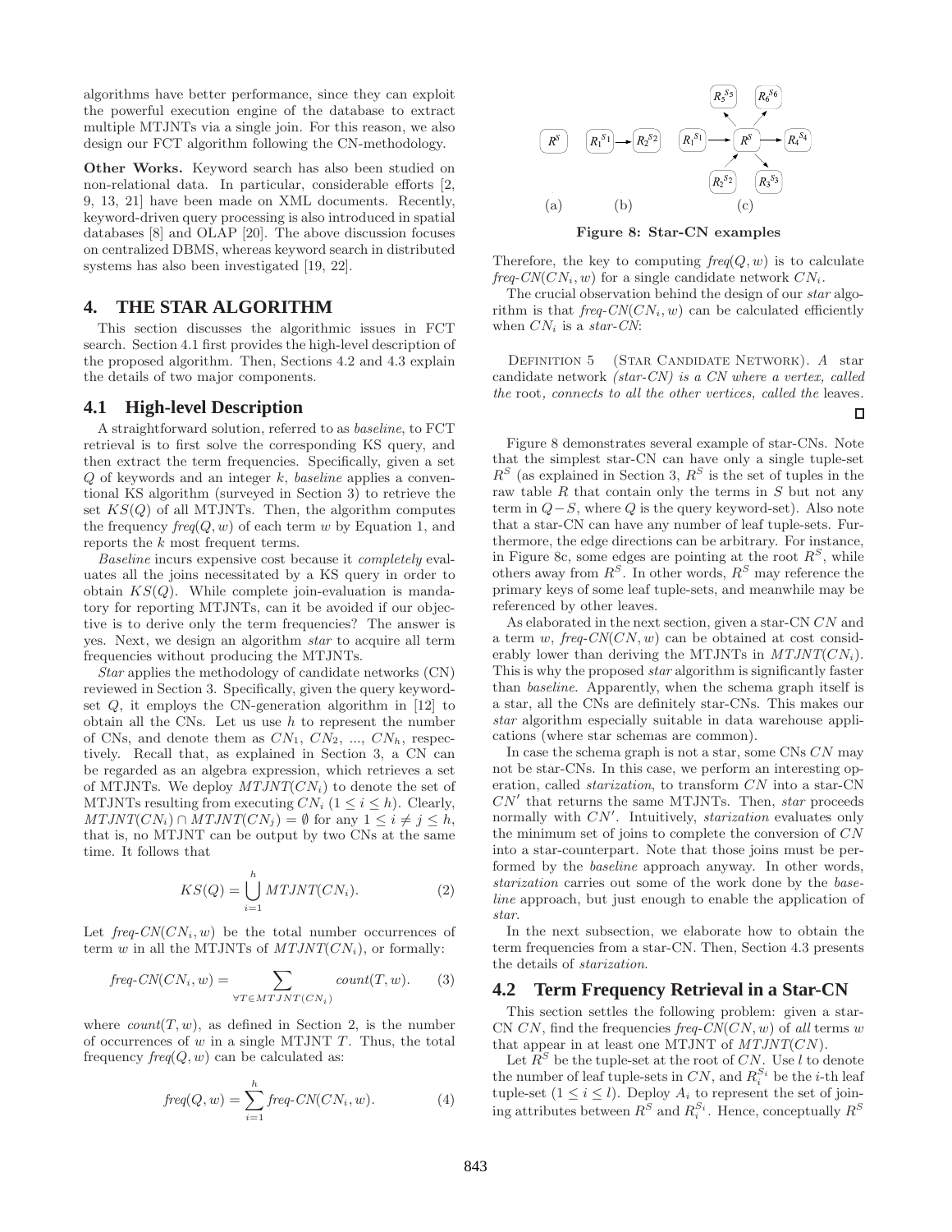algorithms have better performance, since they can exploit the powerful execution engine of the database to extract multiple MTJNTs via a single join. For this reason, we also design our FCT algorithm following the CN-methodology.

**Other Works.** Keyword search has also been studied on non-relational data. In particular, considerable efforts [2, 9, 13, 21] have been made on XML documents. Recently, keyword-driven query processing is also introduced in spatial databases [8] and OLAP [20]. The above discussion focuses on centralized DBMS, whereas keyword search in distributed systems has also been investigated [19, 22].

## 4. THE STAR ALGORITHM

This section discusses the algorithmic issues in FCT search. Section 4.1 first provides the high-level description of the proposed algorithm. Then, Sections 4.2 and 4.3 explain the details of two major components.

### 4.1 High-level Description

A straightforward solution, referred to as *baseline*, to FCT retrieval is to first solve the corresponding KS query, and then extract the term frequencies. Specifically, given a set $Q$ of keywords and an integer $k$, *baseline* applies a conventional KS algorithm (surveyed in Section 3) to retrieve the set $KS(Q)$ of all MTJNTs. Then, the algorithm computes the frequency $freq(Q, w)$ of each term $w$ by Equation 1, and reports the $k$ most frequent terms.

*Baseline* incurs expensive cost because it *completely* evaluates all the joins necessitated by a KS query in order to obtain $KS(Q)$. While complete join-evaluation is mandatory for reporting MTJNTs, can it be avoided if our objective is to derive only the term frequencies? The answer is yes. Next, we design an algorithm *star* to acquire all term frequencies without producing the MTJNTs.

*Star* applies the methodology of candidate networks (CN) reviewed in Section 3. Specifically, given the query keyword-set $Q$, it employs the CN-generation algorithm in [12] to obtain all the CNs. Let us use $h$ to represent the number of CNs, and denote them as $CN_1$, $CN_2$, ..., $CN_h$, respectively. Recall that, as explained in Section 3, a CN can be regarded as an algebra expression, which retrieves a set of MTJNTs. We deploy $MTJNT(CN_i)$ to denote the set of MTJNTs resulting from executing $CN_i$ ($1 \le i \le h$). Clearly, $MTJNT(CN_i) \cap MTJNT(CN_j) = \emptyset$ for any $1 \le i \ne j \le h$, that is, no MTJNT can be output by two CNs at the same time. It follows that

$$KS(Q) = \bigcup_{i=1}^{h} MTJNT(CN_i). \tag{2}$$

Let $freq\text{-}CN(CN_i, w)$ be the total number occurrences of term $w$ in all the MTJNTs of $MTJNT(CN_i)$, or formally:

$$freq\text{-}CN(CN_i, w) = \sum_{\forall T \in MTJNT(CN_i)} count(T, w). \tag{3}$$

where $count(T, w)$, as defined in Section 2, is the number of occurrences of $w$ in a single MTJNT $T$. Thus, the total frequency $freq(Q, w)$ can be calculated as:

$$freq(Q, w) = \sum_{i=1}^{h} freq\text{-}CN(CN_i, w). \tag{4}$$

Figure 8: Star-CN examples

Therefore, the key to computing $freq(Q, w)$ is to calculate $freq\text{-}CN(CN_i, w)$ for a single candidate network $CN_i$.

The crucial observation behind the design of our *star* algorithm is that $freq\text{-}CN(CN_i, w)$ can be calculated efficiently when $CN_i$ is a *star-CN*:

Definition 5 (Star Candidate Network). *A* star candidate network *(star-CN) is a CN where a vertex, called the* root*, connects to all the other vertices, called the* leaves*.* □

Figure 8 demonstrates several example of star-CNs. Note that the simplest star-CN can have only a single tuple-set $R^S$ (as explained in Section 3, $R^S$ is the set of tuples in the raw table $R$ that contain only the terms in $S$ but not any term in $Q - S$, where $Q$ is the query keyword-set). Also note that a star-CN can have any number of leaf tuple-sets. Furthermore, the edge directions can be arbitrary. For instance, in Figure 8c, some edges are pointing at the root $R^S$, while others away from $R^S$. In other words, $R^S$ may reference the primary keys of some leaf tuple-sets, and meanwhile may be referenced by other leaves.

As elaborated in the next section, given a star-CN $CN$ and a term $w$, $freq\text{-}CN(CN, w)$ can be obtained at cost considerably lower than deriving the MTJNTs in $MTJNT(CN_i)$. This is why the proposed *star* algorithm is significantly faster than *baseline*. Apparently, when the schema graph itself is a star, all the CNs are definitely star-CNs. This makes our *star* algorithm especially suitable in data warehouse applications (where star schemas are common).

In case the schema graph is not a star, some CNs $CN$ may not be star-CNs. In this case, we perform an interesting operation, called *starization*, to transform $CN$ into a star-CN $CN'$ that returns the same MTJNTs. Then, *star* proceeds normally with $CN'$. Intuitively, *starization* evaluates only the minimum set of joins to complete the conversion of $CN$ into a star-counterpart. Note that those joins must be performed by the *baseline* approach anyway. In other words, *starization* carries out some of the work done by the *baseline* approach, but just enough to enable the application of *star*.

In the next subsection, we elaborate how to obtain the term frequencies from a star-CN. Then, Section 4.3 presents the details of *starization*.

### 4.2 Term Frequency Retrieval in a Star-CN

This section settles the following problem: given a star-CN $CN$, find the frequencies $freq\text{-}CN(CN, w)$ of *all* terms $w$ that appear in at least one MTJNT of $MTJNT(CN)$.

Let $R^S$ be the tuple-set at the root of $CN$. Use $l$ to denote the number of leaf tuple-sets in $CN$, and $R_i^{S_i}$ be the $i$-th leaf tuple-set ($1 \le i \le l$). Deploy $A_i$ to represent the set of joining attributes between $R^S$ and $R_i^{S_i}$. Hence, conceptually $R^S$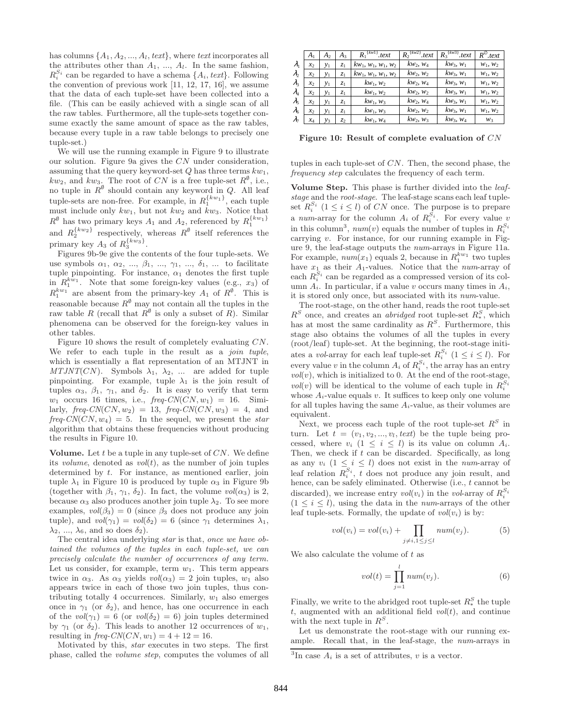has columns $\{A_1, A_2, ..., A_l, text\}$, where $text$ incorporates all the attributes other than $A_1$, ..., $A_l$. In the same fashion, $R_i^{S_i}$ can be regarded to have a schema $\{A_i, text\}$. Following the convention of previous work [11, 12, 17, 16], we assume that the data of each tuple-set have been collected into a file. (This can be easily achieved with a single scan of all the raw tables. Furthermore, all the tuple-sets together consume exactly the same amount of space as the raw tables, because every tuple in a raw table belongs to precisely one tuple-set.)

We will use the running example in Figure 9 to illustrate our solution. Figure 9a gives the $CN$ under consideration, assuming that the query keyword-set $Q$ has three terms $kw_1$, $kw_2$, and $kw_3$. The root of $CN$ is a free tuple-set $R^{\emptyset}$, i.e., no tuple in $R^{\emptyset}$ should contain any keyword in $Q$. All leaf tuple-sets are non-free. For example, in $R_1^{\{kw_1\}}$, each tuple must include only $kw_1$, but not $kw_2$ and $kw_3$. Notice that $R^{\emptyset}$ has two primary keys $A_1$ and $A_2$, referenced by $R_1^{\{kw_1\}}$ and $R_2^{\{kw_2\}}$ respectively, whereas $R^{\emptyset}$ itself references the primary key $A_3$ of $R_3^{\{kw_3\}}$.

Figures 9b-9e give the contents of the four tuple-sets. We use symbols $\alpha_1$, $\alpha_2$, ..., $\beta_1$, ..., $\gamma_1$, ..., $\delta_1$, ... to facilitate tuple pinpointing. For instance, $\alpha_1$ denotes the first tuple in $R_1^{kw_1}$. Note that some foreign-key values (e.g., $x_3$) of $R_1^{kw_1}$ are absent from the primary-key $A_1$ of $R^{\emptyset}$. This is reasonable because $R^{\emptyset}$ may not contain all the tuples in the raw table $R$ (recall that $R^{\emptyset}$ is only a subset of $R$). Similar phenomena can be observed for the foreign-key values in other tables.

Figure 10 shows the result of completely evaluating $CN$. We refer to each tuple in the result as a *join tuple*, which is essentially a flat representation of an MTJNT in $MTJNT(CN)$. Symbols $\lambda_1$, $\lambda_2$, ... are added for tuple pinpointing. For example, tuple $\lambda_1$ is the join result of tuples $\alpha_3$, $\beta_1$, $\gamma_1$, and $\delta_2$. It is easy to verify that term $w_1$ occurs 16 times, i.e., $freq\text{-}CN(CN, w_1) = 16$. Similarly, $freq\text{-}CN(CN, w_2) = 13$, $freq\text{-}CN(CN, w_3) = 4$, and $freq\text{-}CN(CN, w_4) = 5$. In the sequel, we present the *star* algorithm that obtains these frequencies without producing the results in Figure 10.

|  | $A_1$ | $A_2$ | $A_3$ | $R_1^{\{kw1\}}.text$ | $R_2^{\{kw2\}}.text$ | $R_3^{\{kw3\}}.text$ | $R^{\emptyset}.text$ |
|---|---|---|---|---|---|---|---|
| $\lambda_1$ | $x_2$ | $y_1$ | $z_1$ | $kw_1, w_1, w_1, w_2$ | $kw_2, w_4$ | $kw_3, w_1$ | $w_1, w_2$ |
| $\lambda_2$ | $x_2$ | $y_1$ | $z_1$ | $kw_1, w_1, w_1, w_2$ | $kw_2, w_2$ | $kw_3, w_1$ | $w_1, w_2$ |
| $\lambda_3$ | $x_2$ | $y_1$ | $z_1$ | $kw_1, w_2$ | $kw_2, w_4$ | $kw_3, w_1$ | $w_1, w_2$ |
| $\lambda_4$ | $x_2$ | $y_1$ | $z_1$ | $kw_1, w_2$ | $kw_2, w_2$ | $kw_3, w_1$ | $w_1, w_2$ |
| $\lambda_5$ | $x_2$ | $y_1$ | $z_1$ | $kw_1, w_3$ | $kw_2, w_4$ | $kw_3, w_1$ | $w_1, w_2$ |
| $\lambda_6$ | $x_2$ | $y_1$ | $z_1$ | $kw_1, w_3$ | $kw_2, w_2$ | $kw_3, w_1$ | $w_1, w_2$ |
| $\lambda_7$ | $x_4$ | $y_3$ | $z_2$ | $kw_1, w_4$ | $kw_2, w_3$ | $kw_3, w_4$ | $w_3$ |

**Figure 10: Result of complete evaluation of $CN$**

**Volume.** Let $t$ be a tuple in any tuple-set of $CN$. We define its *volume*, denoted as $vol(t)$, as the number of join tuples determined by $t$. For instance, as mentioned earlier, join tuple $\lambda_1$ in Figure 10 is produced by tuple $\alpha_3$ in Figure 9b (together with $\beta_1$, $\gamma_1$, $\delta_2$). In fact, the volume $vol(\alpha_3)$ is 2, because $\alpha_3$ also produces another join tuple $\lambda_2$. To see more examples, $vol(\beta_3) = 0$ (since $\beta_3$ does not produce any join tuple), and $vol(\gamma_1) = vol(\delta_2) = 6$ (since $\gamma_1$ determines $\lambda_1$, $\lambda_2$, ..., $\lambda_6$, and so does $\delta_2$).

The central idea underlying *star* is that, *once we have obtained the volumes of the tuples in each tuple-set, we can precisely calculate the number of occurrences of any term.* Let us consider, for example, term $w_1$. This term appears twice in $\alpha_3$. As $\alpha_3$ yields $vol(\alpha_3) = 2$ join tuples, $w_1$ also appears twice in each of those two join tuples, thus contributing totally 4 occurrences. Similarly, $w_1$ also emerges once in $\gamma_1$ (or $\delta_2$), and hence, has one occurrence in each of the $vol(\gamma_1) = 6$ (or $vol(\delta_2) = 6$) join tuples determined by $\gamma_1$ (or $\delta_2$). This leads to another 12 occurrences of $w_1$, resulting in $freq\text{-}CN(CN, w_1) = 4 + 12 = 16$.

Motivated by this, *star* executes in two steps. The first phase, called the *volume step*, computes the volumes of all tuples in each tuple-set of $CN$. Then, the second phase, the *frequency step* calculates the frequency of each term.

**Volume Step.** This phase is further divided into the *leaf-stage* and the *root-stage*. The leaf-stage scans each leaf tuple-set $R_i^{S_i}$ ($1 \le i \le l$) of $CN$ once. The purpose is to prepare a *num*-array for the column $A_i$ of $R_i^{S_i}$. For every value $v$ in this column[3], $num(v)$ equals the number of tuples in $R_i^{S_i}$ carrying $v$. For instance, for our running example in Figure 9, the leaf-stage outputs the *num*-arrays in Figure 11a. For example, $num(x_1)$ equals 2, because in $R_1^{kw_1}$ two tuples have $x_1$ as their $A_1$-values. Notice that the *num*-array of each $R_i^{S_i}$ can be regarded as a compressed version of its column $A_i$. In particular, if a value $v$ occurs many times in $A_i$, it is stored only once, but associated with its *num*-value.

The root-stage, on the other hand, reads the root tuple-set $R^S$ once, and creates an *abridged* root tuple-set $R_*^S$, which has at most the same cardinality as $R^S$. Furthermore, this stage also obtains the volumes of all the tuples in every (root/leaf) tuple-set. At the beginning, the root-stage initiates a *vol*-array for each leaf tuple-set $R_i^{S_i}$ ($1 \le i \le l$). For every value $v$ in the column $A_i$ of $R_i^{S_i}$, the array has an entry $vol(v)$, which is initialized to 0. At the end of the root-stage, $vol(v)$ will be identical to the volume of each tuple in $R_i^{S_i}$ whose $A_i$-value equals $v$. It suffices to keep only one volume for all tuples having the same $A_i$-value, as their volumes are equivalent.

Next, we process each tuple of the root tuple-set $R^S$ in turn. Let $t = (v_1, v_2, ..., v_l, text)$ be the tuple being processed, where $v_i$ ($1 \le i \le l$) is its value on column $A_i$. Then, we check if $t$ can be discarded. Specifically, as long as any $v_i$ ($1 \le i \le l$) does not exist in the *num*-array of leaf relation $R_i^{S_i}$, $t$ does not produce any join result, and hence, can be safely eliminated. Otherwise (i.e., $t$ cannot be discarded), we increase entry $vol(v_i)$ in the *vol*-array of $R_i^{S_i}$ ($1 \le i \le l$), using the data in the *num*-arrays of the other leaf tuple-sets. Formally, the update of $vol(v_i)$ is by:

$$vol(v_i) = vol(v_i) + \prod_{j \ne i, 1 \le j \le l} num(v_j). \tag{5}$$

We also calculate the volume of $t$ as

$$vol(t) = \prod_{j=1}^{l} num(v_j). \tag{6}$$

Finally, we write to the abridged root tuple-set $R_*^S$ the tuple $t$, augmented with an additional field $vol(t)$, and continue with the next tuple in $R^S$.

Let us demonstrate the root-stage with our running example. Recall that, in the leaf-stage, the *num*-arrays in

[3] In case $A_i$ is a set of attributes, $v$ is a vector.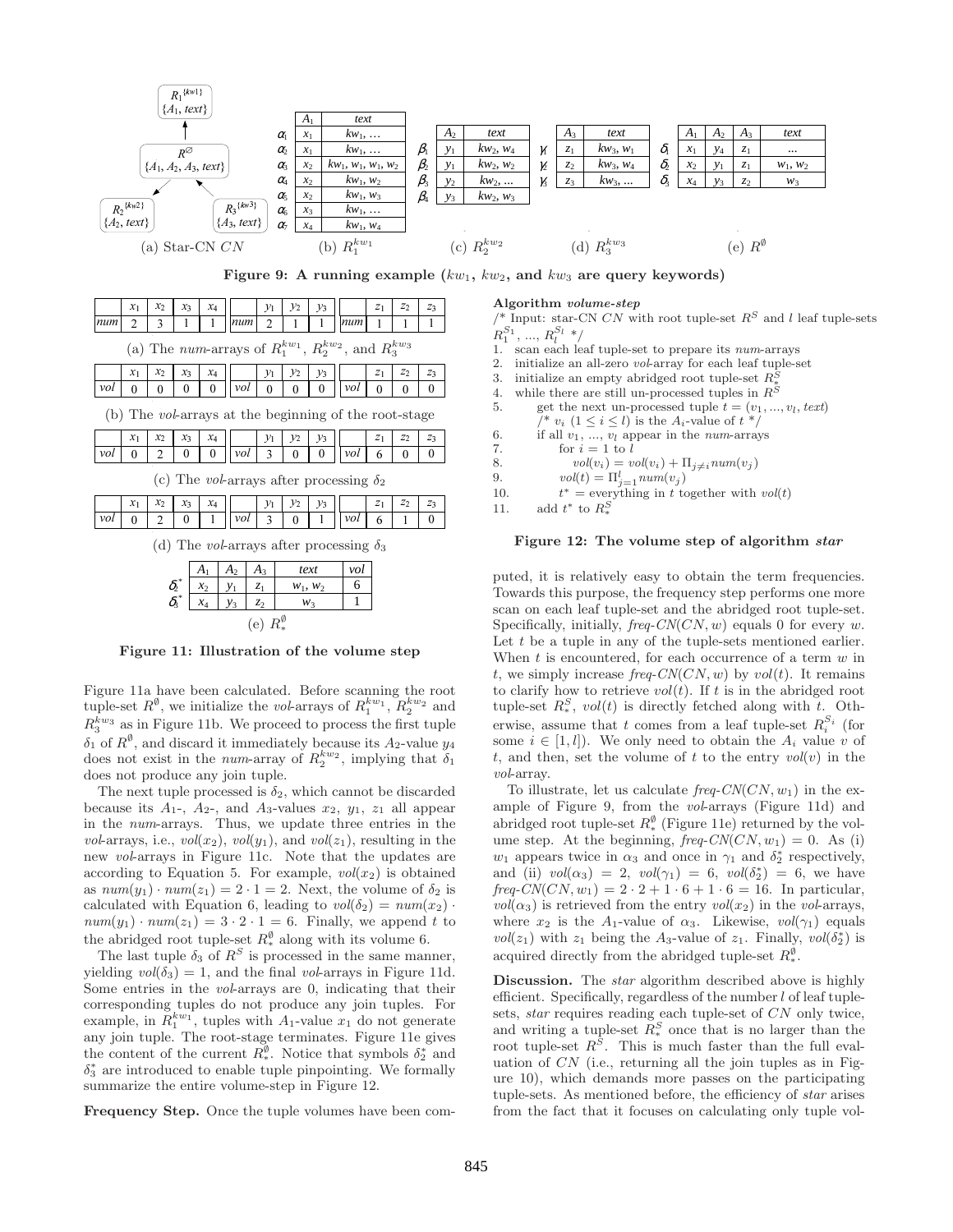| | $A_1$ | text |
|---|---|---|
| $\alpha_1$ | $x_1$ | $kw_1$, … |
| $\alpha_2$ | $x_1$ | $kw_1$, … |
| $\alpha_3$ | $x_2$ | $kw_1, w_1, w_1, w_2$ |
| $\alpha_4$ | $x_2$ | $kw_1, w_2$ |
| $\alpha_5$ | $x_2$ | $kw_1, w_3$ |
| $\alpha_6$ | $x_3$ | $kw_1$, … |
| $\alpha_7$ | $x_4$ | $kw_1, w_4$ |

(a) Star-CN $CN$ (b) $R_1^{kw_1}$

| | $A_2$ | text |
|---|---|---|
| $\beta_1$ | $y_1$ | $kw_2, w_4$ |
| $\beta_2$ | $y_1$ | $kw_2, w_2$ |
| $\beta_3$ | $y_2$ | $kw_2$, ... |
| $\beta_4$ | $y_3$ | $kw_2, w_3$ |

(c) $R_2^{kw_2}$

| | $A_3$ | text |
|---|---|---|
| $\gamma_1$ | $z_1$ | $kw_3, w_1$ |
| $\gamma_2$ | $z_2$ | $kw_3, w_4$ |
| $\gamma_3$ | $z_3$ | $kw_3$, ... |

(d) $R_3^{kw_3}$

| | $A_1$ | $A_2$ | $A_3$ | text |
|---|---|---|---|---|
| $\delta_1$ | $x_1$ | $y_4$ | $z_1$ | ... |
| $\delta_2$ | $x_2$ | $y_1$ | $z_1$ | $w_1, w_2$ |
| $\delta_3$ | $x_4$ | $y_3$ | $z_2$ | $w_3$ |

(e) $R^{\emptyset}$

**Figure 9: A running example ($kw_1$, $kw_2$, and $kw_3$ are query keywords)**

| | $x_1$ | $x_2$ | $x_3$ | $x_4$ | | $y_1$ | $y_2$ | $y_3$ | | $z_1$ | $z_2$ | $z_3$ |
|---|---|---|---|---|---|---|---|---|---|---|---|---|
| num | 2 | 3 | 1 | 1 | num | 2 | 1 | 1 | num | 1 | 1 | 1 |

(a) The *num*-arrays of $R_1^{kw_1}$, $R_2^{kw_2}$, and $R_3^{kw_3}$

| | $x_1$ | $x_2$ | $x_3$ | $x_4$ | | $y_1$ | $y_2$ | $y_3$ | | $z_1$ | $z_2$ | $z_3$ |
|---|---|---|---|---|---|---|---|---|---|---|---|---|
| vol | 0 | 0 | 0 | 0 | vol | 0 | 0 | 0 | vol | 0 | 0 | 0 |

(b) The *vol*-arrays at the beginning of the root-stage

| | $x_1$ | $x_2$ | $x_3$ | $x_4$ | | $y_1$ | $y_2$ | $y_3$ | | $z_1$ | $z_2$ | $z_3$ |
|---|---|---|---|---|---|---|---|---|---|---|---|---|
| vol | 0 | 2 | 0 | 0 | vol | 3 | 0 | 0 | vol | 6 | 0 | 0 |

(c) The *vol*-arrays after processing $\delta_2$

| | $x_1$ | $x_2$ | $x_3$ | $x_4$ | | $y_1$ | $y_2$ | $y_3$ | | $z_1$ | $z_2$ | $z_3$ |
|---|---|---|---|---|---|---|---|---|---|---|---|---|
| vol | 0 | 2 | 0 | 1 | vol | 3 | 0 | 1 | vol | 6 | 1 | 0 |

(d) The *vol*-arrays after processing $\delta_3$

| | $A_1$ | $A_2$ | $A_3$ | text | vol |
|---|---|---|---|---|---|
| $\delta_2^*$ | $x_2$ | $y_1$ | $z_1$ | $w_1, w_2$ | 6 |
| $\delta_3^*$ | $x_4$ | $y_3$ | $z_2$ | $w_3$ | 1 |

(e) $R_*^{\emptyset}$

**Figure 11: Illustration of the volume step**

Figure 11a have been calculated. Before scanning the root tuple-set $R^{\emptyset}$, we initialize the *vol*-arrays of $R_1^{kw_1}$, $R_2^{kw_2}$ and $R_3^{kw_3}$ as in Figure 11b. We proceed to process the first tuple $\delta_1$ of $R^{\emptyset}$, and discard it immediately because its $A_2$-value $y_4$ does not exist in the *num*-array of $R_2^{kw_2}$, implying that $\delta_1$ does not produce any join tuple.

The next tuple processed is $\delta_2$, which cannot be discarded because its $A_1$-, $A_2$-, and $A_3$-values $x_2$, $y_1$, $z_1$ all appear in the *num*-arrays. Thus, we update three entries in the *vol*-arrays, i.e., $vol(x_2)$, $vol(y_1)$, and $vol(z_1)$, resulting in the new *vol*-arrays in Figure 11c. Note that the updates are according to Equation 5. For example, $vol(x_2)$ is obtained as $num(y_1) \cdot num(z_1) = 2 \cdot 1 = 2$. Next, the volume of $\delta_2$ is calculated with Equation 6, leading to $vol(\delta_2) = num(x_2) \cdot num(y_1) \cdot num(z_1) = 3 \cdot 2 \cdot 1 = 6$. Finally, we append $t$ to the abridged root tuple-set $R_*^{\emptyset}$ along with its volume 6.

The last tuple $\delta_3$ of $R^S$ is processed in the same manner, yielding $vol(\delta_3) = 1$, and the final *vol*-arrays in Figure 11d. Some entries in the *vol*-arrays are 0, indicating that their corresponding tuples do not produce any join tuples. For example, in $R_1^{kw_1}$, tuples with $A_1$-value $x_1$ do not generate any join tuple. The root-stage terminates. Figure 11e gives the content of the current $R_*^{\emptyset}$. Notice that symbols $\delta_2^*$ and $\delta_3^*$ are introduced to enable tuple pinpointing. We formally summarize the entire volume-step in Figure 12.

**Frequency Step.** Once the tuple volumes have been computed, it is relatively easy to obtain the term frequencies. Towards this purpose, the frequency step performs one more scan on each leaf tuple-set and the abridged root tuple-set. Specifically, initially, *freq-CN*$(CN, w)$ equals 0 for every $w$. Let $t$ be a tuple in any of the tuple-sets mentioned earlier. When $t$ is encountered, for each occurrence of a term $w$ in $t$, we simply increase *freq-CN*$(CN, w)$ by $vol(t)$. It remains to clarify how to retrieve $vol(t)$. If $t$ is in the abridged root tuple-set $R_*^S$, $vol(t)$ is directly fetched along with $t$. Otherwise, assume that $t$ comes from a leaf tuple-set $R_i^{S_i}$ (for some $i \in [1, l]$). We only need to obtain the $A_i$ value $v$ of $t$, and then, set the volume of $t$ to the entry $vol(v)$ in the *vol*-array.

**Algorithm** ***volume-step***

```
/* Input: star-CN CN with root tuple-set R^S and l leaf tuple-sets
   R_1^{S_1}, ..., R_l^{S_l} */
1.  scan each leaf tuple-set to prepare its num-arrays
2.  initialize an all-zero vol-array for each leaf tuple-set
3.  initialize an empty abridged root tuple-set R_*^S
4.  while there are still un-processed tuples in R^S
5.      get the next un-processed tuple t = (v_1, ..., v_l, text)
        /* v_i (1 ≤ i ≤ l) is the A_i-value of t */
6.      if all v_1, ..., v_l appear in the num-arrays
7.          for i = 1 to l
8.              vol(v_i) = vol(v_i) + Π_{j≠i} num(v_j)
9.          vol(t) = Π_{j=1}^{l} num(v_j)
10.         t* = everything in t together with vol(t)
11.     add t* to R_*^S
```

**Figure 12: The volume step of algorithm *star***

To illustrate, let us calculate *freq-CN*$(CN, w_1)$ in the example of Figure 9, from the *vol*-arrays (Figure 11d) and abridged root tuple-set $R_*^{\emptyset}$ (Figure 11e) returned by the volume step. At the beginning, *freq-CN*$(CN, w_1) = 0$. As (i) $w_1$ appears twice in $\alpha_3$ and once in $\gamma_1$ and $\delta_2^*$ respectively, and (ii) $vol(\alpha_3) = 2$, $vol(\gamma_1) = 6$, $vol(\delta_2^*) = 6$, we have *freq-CN*$(CN, w_1) = 2 \cdot 2 + 1 \cdot 6 + 1 \cdot 6 = 16$. In particular, $vol(\alpha_3)$ is retrieved from the entry $vol(x_2)$ in the *vol*-arrays, where $x_2$ is the $A_1$-value of $\alpha_3$. Likewise, $vol(\gamma_1)$ equals $vol(z_1)$ with $z_1$ being the $A_3$-value of $z_1$. Finally, $vol(\delta_2^*)$ is acquired directly from the abridged tuple-set $R_*^{\emptyset}$.

**Discussion.** The *star* algorithm described above is highly efficient. Specifically, regardless of the number $l$ of leaf tuple-sets, *star* requires reading each tuple-set of $CN$ only twice, and writing a tuple-set $R_*^S$ once that is no larger than the root tuple-set $R^S$. This is much faster than the full evaluation of $CN$ (i.e., returning all the join tuples as in Figure 10), which demands more passes on the participating tuple-sets. As mentioned before, the efficiency of *star* arises from the fact that it focuses on calculating only tuple vol-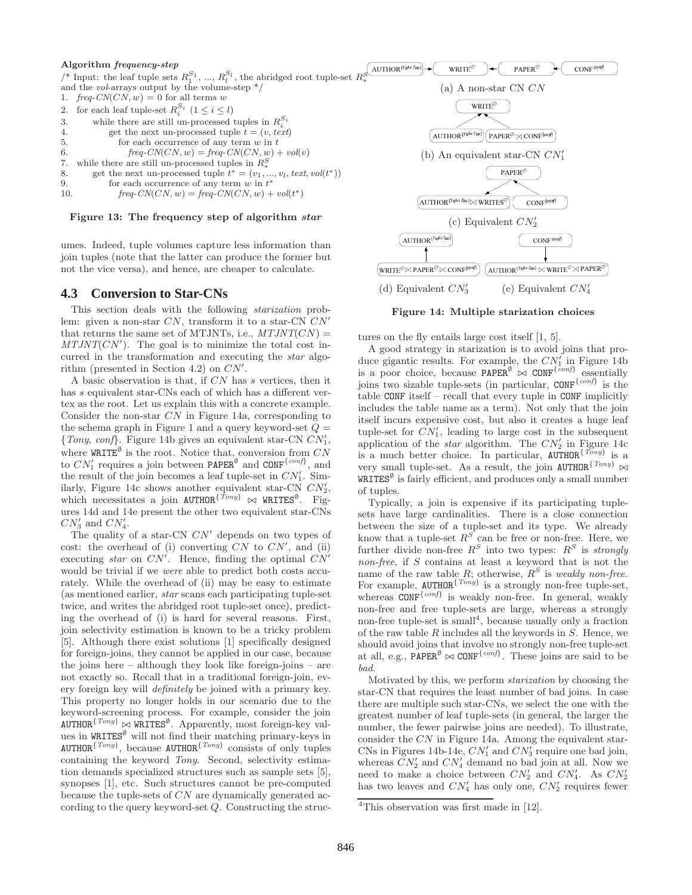**Algorithm** ***frequency-step***

```
/* Input: the leaf tuple sets R_1^{S_1}, ..., R_l^{S_l}, the abridged root tuple-set R_*^S
and the vol-arrays output by the volume-step */
1.  freq-CN(CN, w) = 0 for all terms w
2.  for each leaf tuple-set R_i^{S_i} (1 ≤ i ≤ l)
3.      while there are still un-processed tuples in R_i^{S_i}
4.          get the next un-processed tuple t = (v, text)
5.          for each occurrence of any term w in t
6.              freq-CN(CN, w) = freq-CN(CN, w) + vol(v)
7.  while there are still un-processed tuples in R_*^S
8.      get the next un-processed tuple t* = (v_1, ..., v_l, text, vol(t*))
9.      for each occurrence of any term w in t*
10.         freq-CN(CN, w) = freq-CN(CN, w) + vol(t*)
```

**Figure 13: The frequency step of algorithm *star***

umes. Indeed, tuple volumes capture less information than join tuples (note that the latter can produce the former but not the vice versa), and hence, are cheaper to calculate.

## 4.3 Conversion to Star-CNs

This section deals with the following *starization* problem: given a non-star $CN$, transform it to a star-CN $CN'$ that returns the same set of MTJNTs, i.e., $MTJNT(CN) = MTJNT(CN')$. The goal is to minimize the total cost incurred in the transformation and executing the *star* algorithm (presented in Section 4.2) on $CN'$.

A basic observation is that, if $CN$ has $s$ vertices, then it has $s$ equivalent star-CNs each of which has a different vertex as the root. Let us explain this with a concrete example. Consider the non-star $CN$ in Figure 14a, corresponding to the schema graph in Figure 1 and a query keyword-set $Q = \{Tony, conf\}$. Figure 14b gives an equivalent star-CN $CN'_1$, where $\texttt{WRITE}^{\emptyset}$ is the root. Notice that, conversion from $CN$ to $CN'_1$ requires a join between $\texttt{PAPER}^{\emptyset}$ and $\texttt{CONF}^{\{conf\}}$, and the result of the join becomes a leaf tuple-set in $CN'_1$. Similarly, Figure 14c shows another equivalent star-CN $CN'_2$, which necessitates a join $\texttt{AUTHOR}^{\{Tony\}} \bowtie \texttt{WRITES}^{\emptyset}$. Figures 14d and 14e present the other two equivalent star-CNs $CN'_3$ and $CN'_4$.

The quality of a star-CN $CN'$ depends on two types of cost: the overhead of (i) converting $CN$ to $CN'$, and (ii) executing *star* on $CN'$. Hence, finding the optimal $CN'$ would be trivial if we *were* able to predict both costs accurately. While the overhead of (ii) may be easy to estimate (as mentioned earlier, *star* scans each participating tuple-set twice, and writes the abridged root tuple-set once), predicting the overhead of (i) is hard for several reasons. First, join selectivity estimation is known to be a tricky problem [5]. Although there exist solutions [1] specifically designed for foreign-joins, they cannot be applied in our case, because the joins here – although they look like foreign-joins – are not exactly so. Recall that in a traditional foreign-join, every foreign key will *definitely* be joined with a primary key. This property no longer holds in our scenario due to the keyword-screening process. For example, consider the join $\texttt{AUTHOR}^{\{Tony\}} \bowtie \texttt{WRITES}^{\emptyset}$. Apparently, most foreign-key values in $\texttt{WRITES}^{\emptyset}$ will not find their matching primary-keys in $\texttt{AUTHOR}^{\{Tony\}}$, because $\texttt{AUTHOR}^{\{Tony\}}$ consists of only tuples containing the keyword *Tony*. Second, selectivity estimation demands specialized structures such as sample sets [5], synopses [1], etc. Such structures cannot be pre-computed because the tuple-sets of $CN$ are dynamically generated according to the query keyword-set $Q$. Constructing the structures on the fly entails large cost itself [1, 5].

(a) A non-star CN $CN$

(b) An equivalent star-CN $CN'_1$

(c) Equivalent $CN'_2$

(d) Equivalent $CN'_3$

(e) Equivalent $CN'_4$

**Figure 14: Multiple starization choices**

A good strategy in starization is to avoid joins that produce gigantic results. For example, the $CN'_1$ in Figure 14b is a poor choice, because $\texttt{PAPER}^{\emptyset} \bowtie \texttt{CONF}^{\{conf\}}$ essentially joins two sizable tuple-sets (in particular, $\texttt{CONF}^{\{conf\}}$ is the table CONF itself – recall that every tuple in CONF implicitly includes the table name as a term). Not only that the join itself incurs expensive cost, but also it creates a huge leaf tuple-set for $CN'_1$, leading to large cost in the subsequent application of the *star* algorithm. The $CN'_2$ in Figure 14c is a much better choice. In particular, $\texttt{AUTHOR}^{\{Tony\}}$ is a very small tuple-set. As a result, the join $\texttt{AUTHOR}^{\{Tony\}} \bowtie \texttt{WRITES}^{\emptyset}$ is fairly efficient, and produces only a small number of tuples.

Typically, a join is expensive if its participating tuple-sets have large cardinalities. There is a close connection between the size of a tuple-set and its type. We already know that a tuple-set $R^S$ can be free or non-free. Here, we further divide non-free $R^S$ into two types: $R^S$ is *strongly non-free*, if $S$ contains at least a keyword that is not the name of the raw table $R$; otherwise, $R^S$ is *weakly non-free*. For example, $\texttt{AUTHOR}^{\{Tony\}}$ is a strongly non-free tuple-set, whereas $\texttt{CONF}^{\{conf\}}$ is weakly non-free. In general, weakly non-free and free tuple-sets are large, whereas a strongly non-free tuple-set is small[4], because usually only a fraction of the raw table $R$ includes all the keywords in $S$. Hence, we should avoid joins that involve no strongly non-free tuple-set at all, e.g., $\texttt{PAPER}^{\emptyset} \bowtie \texttt{CONF}^{\{conf\}}$. These joins are said to be *bad*.

Motivated by this, we perform *starization* by choosing the star-CN that requires the least number of bad joins. In case there are multiple such star-CNs, we select the one with the greatest number of leaf tuple-sets (in general, the larger the number, the fewer pairwise joins are needed). To illustrate, consider the $CN$ in Figure 14a. Among the equivalent star-CNs in Figures 14b-14e, $CN'_1$ and $CN'_3$ require one bad join, whereas $CN'_2$ and $CN'_4$ demand no bad join at all. Now we need to make a choice between $CN'_2$ and $CN'_4$. As $CN'_2$ has two leaves and $CN'_4$ has only one, $CN'_2$ requires fewer

[4]This observation was first made in [12].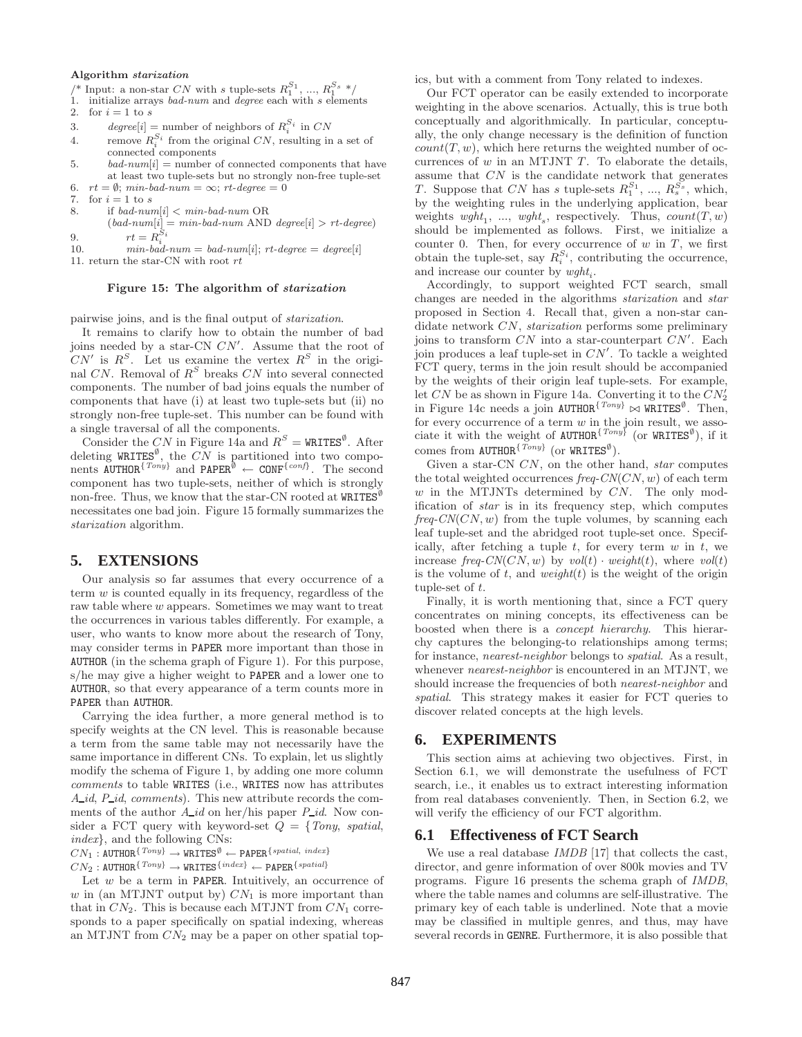**Algorithm** *starization*

```
/* Input: a non-star CN with s tuple-sets R_1^{S_1}, ..., R_1^{S_s} */
1.  initialize arrays bad-num and degree each with s elements
2.  for i = 1 to s
3.      degree[i] = number of neighbors of R_i^{S_i} in CN
4.      remove R_i^{S_i} from the original CN, resulting in a set of
        connected components
5.      bad-num[i] = number of connected components that have
        at least two tuple-sets but no strongly non-free tuple-set
6.  rt = ∅; min-bad-num = ∞; rt-degree = 0
7.  for i = 1 to s
8.      if bad-num[i] < min-bad-num OR
        (bad-num[i] = min-bad-num AND degree[i] > rt-degree)
9.          rt = R_i^{S_i}
10.         min-bad-num = bad-num[i]; rt-degree = degree[i]
11. return the star-CN with root rt
```

**Figure 15: The algorithm of *starization***

pairwise joins, and is the final output of *starization*.

It remains to clarify how to obtain the number of bad joins needed by a star-CN $CN'$. Assume that the root of $CN'$ is $R^S$. Let us examine the vertex $R^S$ in the original $CN$. Removal of $R^S$ breaks $CN$ into several connected components. The number of bad joins equals the number of components that have (i) at least two tuple-sets but (ii) no strongly non-free tuple-set. This number can be found with a single traversal of all the components.

Consider the $CN$ in Figure 14a and $R^S = \texttt{WRITES}^{\emptyset}$. After deleting $\texttt{WRITES}^{\emptyset}$, the $CN$ is partitioned into two components $\texttt{AUTHOR}^{\{Tony\}}$ and $\texttt{PAPER}^{\emptyset} \leftarrow \texttt{CONF}^{\{conf\}}$. The second component has two tuple-sets, neither of which is strongly non-free. Thus, we know that the star-CN rooted at $\texttt{WRITES}^{\emptyset}$ necessitates one bad join. Figure 15 formally summarizes the *starization* algorithm.

## 5. EXTENSIONS

Our analysis so far assumes that every occurrence of a term $w$ is counted equally in its frequency, regardless of the raw table where $w$ appears. Sometimes we may want to treat the occurrences in various tables differently. For example, a user, who wants to know more about the research of Tony, may consider terms in PAPER more important than those in AUTHOR (in the schema graph of Figure 1). For this purpose, s/he may give a higher weight to PAPER and a lower one to AUTHOR, so that every appearance of a term counts more in PAPER than AUTHOR.

Carrying the idea further, a more general method is to specify weights at the CN level. This is reasonable because a term from the same table may not necessarily have the same importance in different CNs. To explain, let us slightly modify the schema of Figure 1, by adding one more column *comments* to table WRITES (i.e., WRITES now has attributes *A_id*, *P_id*, *comments*). This new attribute records the comments of the author *A_id* on her/his paper *P_id*. Now consider a FCT query with keyword-set $Q = \{Tony,\ spatial,\ index\}$, and the following CNs:

$CN_1: \texttt{AUTHOR}^{\{Tony\}} \rightarrow \texttt{WRITES}^{\emptyset} \leftarrow \texttt{PAPER}^{\{spatial,\ index\}}$

$CN_2: \texttt{AUTHOR}^{\{Tony\}} \rightarrow \texttt{WRITES}^{\{index\}} \leftarrow \texttt{PAPER}^{\{spatial\}}$

Let $w$ be a term in PAPER. Intuitively, an occurrence of $w$ in (an MTJNT output by) $CN_1$ is more important than that in $CN_2$. This is because each MTJNT from $CN_1$ corresponds to a paper specifically on spatial indexing, whereas an MTJNT from $CN_2$ may be a paper on other spatial topics, but with a comment from Tony related to indexes.

Our FCT operator can be easily extended to incorporate weighting in the above scenarios. Actually, this is true both conceptually and algorithmically. In particular, conceptually, the only change necessary is the definition of function $count(T, w)$, which here returns the weighted number of occurrences of $w$ in an MTJNT $T$. To elaborate the details, assume that $CN$ is the candidate network that generates $T$. Suppose that $CN$ has $s$ tuple-sets $R_1^{S_1}$, ..., $R_s^{S_s}$, which, by the weighting rules in the underlying application, bear weights $wght_1$, ..., $wght_s$, respectively. Thus, $count(T, w)$ should be implemented as follows. First, we initialize a counter 0. Then, for every occurrence of $w$ in $T$, we first obtain the tuple-set, say $R_i^{S_i}$, contributing the occurrence, and increase our counter by $wght_i$.

Accordingly, to support weighted FCT search, small changes are needed in the algorithms *starization* and *star* proposed in Section 4. Recall that, given a non-star candidate network $CN$, *starization* performs some preliminary joins to transform $CN$ into a star-counterpart $CN'$. Each join produces a leaf tuple-set in $CN'$. To tackle a weighted FCT query, terms in the join result should be accompanied by the weights of their origin leaf tuple-sets. For example, let $CN$ be as shown in Figure 14a. Converting it to the $CN_2'$ in Figure 14c needs a join $\texttt{AUTHOR}^{\{Tony\}} \bowtie \texttt{WRITES}^{\emptyset}$. Then, for every occurrence of a term $w$ in the join result, we associate it with the weight of $\texttt{AUTHOR}^{\{Tony\}}$ (or $\texttt{WRITES}^{\emptyset}$), if it comes from $\texttt{AUTHOR}^{\{Tony\}}$ (or $\texttt{WRITES}^{\emptyset}$).

Given a star-CN $CN$, on the other hand, *star* computes the total weighted occurrences $freq\text{-}CN(CN, w)$ of each term $w$ in the MTJNTs determined by $CN$. The only modification of *star* is in its frequency step, which computes $freq\text{-}CN(CN, w)$ from the tuple volumes, by scanning each leaf tuple-set and the abridged root tuple-set once. Specifically, after fetching a tuple $t$, for every term $w$ in $t$, we increase $freq\text{-}CN(CN, w)$ by $vol(t) \cdot weight(t)$, where $vol(t)$ is the volume of $t$, and $weight(t)$ is the weight of the origin tuple-set of $t$.

Finally, it is worth mentioning that, since a FCT query concentrates on mining concepts, its effectiveness can be boosted when there is a *concept hierarchy*. This hierarchy captures the belonging-to relationships among terms; for instance, *nearest-neighbor* belongs to *spatial*. As a result, whenever *nearest-neighbor* is encountered in an MTJNT, we should increase the frequencies of both *nearest-neighbor* and *spatial*. This strategy makes it easier for FCT queries to discover related concepts at the high levels.

## 6. EXPERIMENTS

This section aims at achieving two objectives. First, in Section 6.1, we will demonstrate the usefulness of FCT search, i.e., it enables us to extract interesting information from real databases conveniently. Then, in Section 6.2, we will verify the efficiency of our FCT algorithm.

### 6.1 Effectiveness of FCT Search

We use a real database *IMDB* [17] that collects the cast, director, and genre information of over 800k movies and TV programs. Figure 16 presents the schema graph of *IMDB*, where the table names and columns are self-illustrative. The primary key of each table is underlined. Note that a movie may be classified in multiple genres, and thus, may have several records in GENRE. Furthermore, it is also possible that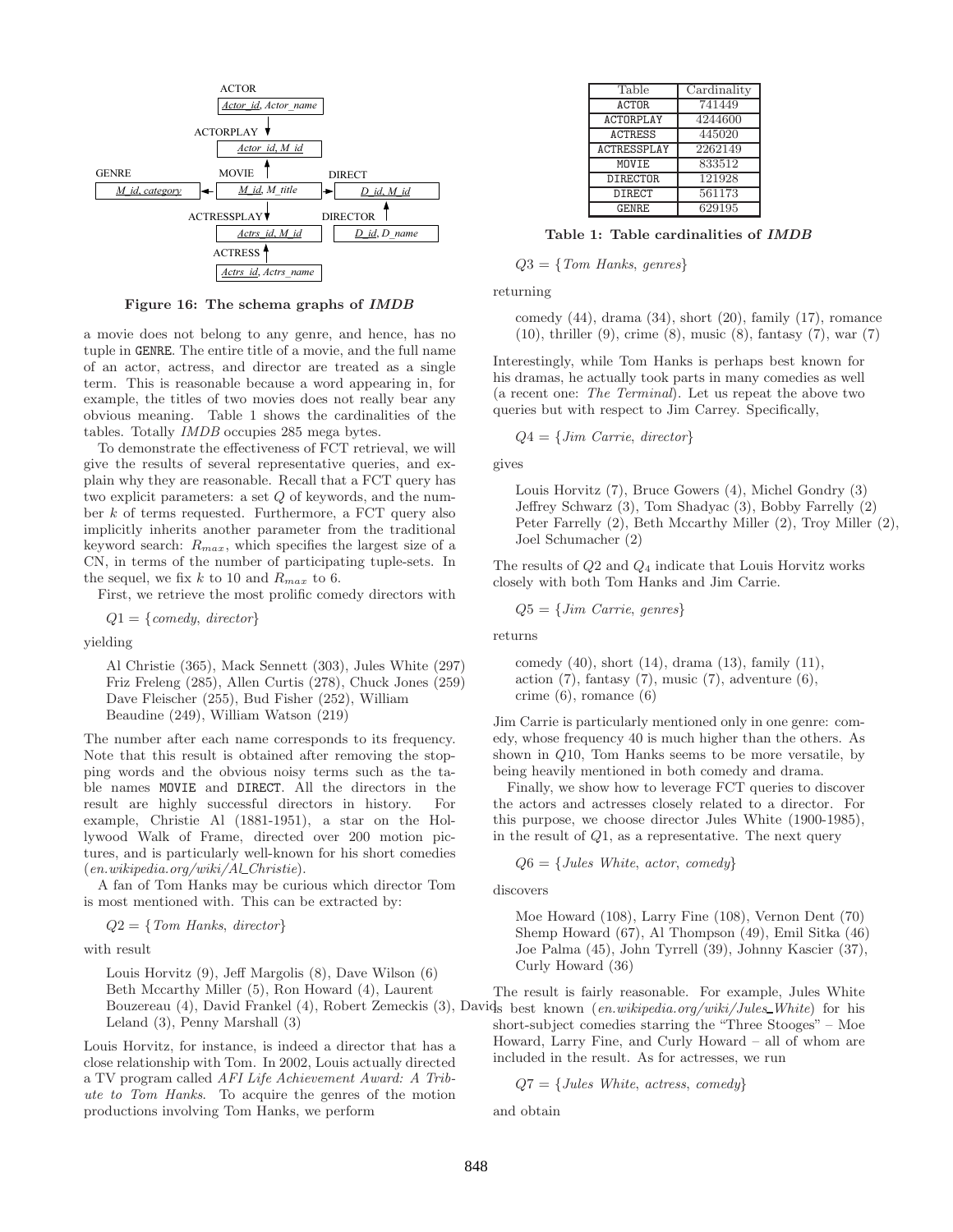ACTOR
*Actor_id, Actor_name*

ACTORPLAY
*Actor_id, M_id*

GENRE — *M_id, category*

MOVIE — *M_id, M_title*

DIRECT — *D_id, M_id*

ACTRESSPLAY — *Actrs_id, M_id*

DIRECTOR — *D_id, D_name*

ACTRESS — *Actrs_id, Actrs_name*

**Figure 16: The schema graphs of *IMDB***

a movie does not belong to any genre, and hence, has no tuple in GENRE. The entire title of a movie, and the full name of an actor, actress, and director are treated as a single term. This is reasonable because a word appearing in, for example, the titles of two movies does not really bear any obvious meaning. Table 1 shows the cardinalities of the tables. Totally *IMDB* occupies 285 mega bytes.

To demonstrate the effectiveness of FCT retrieval, we will give the results of several representative queries, and explain why they are reasonable. Recall that a FCT query has two explicit parameters: a set $Q$ of keywords, and the number $k$ of terms requested. Furthermore, a FCT query also implicitly inherits another parameter from the traditional keyword search: $R_{max}$, which specifies the largest size of a CN, in terms of the number of participating tuple-sets. In the sequel, we fix $k$ to 10 and $R_{max}$ to 6.

First, we retrieve the most prolific comedy directors with

$Q1 = \{comedy,\ director\}$

yielding

> Al Christie (365), Mack Sennett (303), Jules White (297) Friz Freleng (285), Allen Curtis (278), Chuck Jones (259) Dave Fleischer (255), Bud Fisher (252), William Beaudine (249), William Watson (219)

The number after each name corresponds to its frequency. Note that this result is obtained after removing the stopping words and the obvious noisy terms such as the table names MOVIE and DIRECT. All the directors in the result are highly successful directors in history. For example, Christie Al (1881-1951), a star on the Hollywood Walk of Frame, directed over 200 motion pictures, and is particularly well-known for his short comedies (*en.wikipedia.org/wiki/Al_Christie*).

A fan of Tom Hanks may be curious which director Tom is most mentioned with. This can be extracted by:

$Q2 = \{Tom\ Hanks,\ director\}$

with result

> Louis Horvitz (9), Jeff Margolis (8), Dave Wilson (6) Beth Mccarthy Miller (5), Ron Howard (4), Laurent Bouzereau (4), David Frankel (4), Robert Zemeckis (3), David Leland (3), Penny Marshall (3)

Louis Horvitz, for instance, is indeed a director that has a close relationship with Tom. In 2002, Louis actually directed a TV program called *AFI Life Achievement Award: A Tribute to Tom Hanks*. To acquire the genres of the motion productions involving Tom Hanks, we perform

| Table | Cardinality |
|---|---|
| ACTOR | 741449 |
| ACTORPLAY | 4244600 |
| ACTRESS | 445020 |
| ACTRESSPLAY | 2262149 |
| MOVIE | 833512 |
| DIRECTOR | 121928 |
| DIRECT | 561173 |
| GENRE | 629195 |

**Table 1: Table cardinalities of *IMDB***

$Q3 = \{Tom\ Hanks,\ genres\}$

returning

> comedy (44), drama (34), short (20), family (17), romance (10), thriller (9), crime (8), music (8), fantasy (7), war (7)

Interestingly, while Tom Hanks is perhaps best known for his dramas, he actually took parts in many comedies as well (a recent one: *The Terminal*). Let us repeat the above two queries but with respect to Jim Carrey. Specifically,

$Q4 = \{Jim\ Carrie,\ director\}$

gives

> Louis Horvitz (7), Bruce Gowers (4), Michel Gondry (3) Jeffrey Schwarz (3), Tom Shadyac (3), Bobby Farrelly (2) Peter Farrelly (2), Beth Mccarthy Miller (2), Troy Miller (2), Joel Schumacher (2)

The results of $Q2$ and $Q_4$ indicate that Louis Horvitz works closely with both Tom Hanks and Jim Carrie.

$Q5 = \{Jim\ Carrie,\ genres\}$

returns

> comedy (40), short (14), drama (13), family (11), action (7), fantasy (7), music (7), adventure (6), crime (6), romance (6)

Jim Carrie is particularly mentioned only in one genre: comedy, whose frequency 40 is much higher than the others. As shown in $Q10$, Tom Hanks seems to be more versatile, by being heavily mentioned in both comedy and drama.

Finally, we show how to leverage FCT queries to discover the actors and actresses closely related to a director. For this purpose, we choose director Jules White (1900-1985), in the result of $Q1$, as a representative. The next query

$Q6 = \{Jules\ White,\ actor,\ comedy\}$

discovers

> Moe Howard (108), Larry Fine (108), Vernon Dent (70) Shemp Howard (67), Al Thompson (49), Emil Sitka (46) Joe Palma (45), John Tyrrell (39), Johnny Kascier (37), Curly Howard (36)

The result is fairly reasonable. For example, Jules White is best known (*en.wikipedia.org/wiki/Jules_White*) for his short-subject comedies starring the "Three Stooges" – Moe Howard, Larry Fine, and Curly Howard – all of whom are included in the result. As for actresses, we run

$Q7 = \{Jules\ White,\ actress,\ comedy\}$

and obtain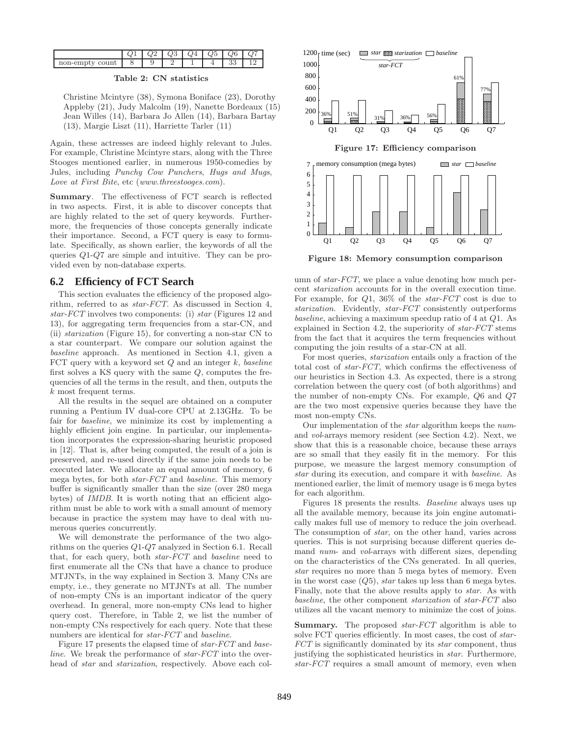|  | $Q1$ | $Q2$ | $Q3$ | $Q4$ | $Q5$ | $Q6$ | $Q7$ |
|---|---|---|---|---|---|---|---|
| non-empty count | 8 | 9 | 2 | 1 | 4 | 33 | 12 |

**Table 2: CN statistics**

Christine Mcintyre (38), Symona Boniface (23), Dorothy Appleby (21), Judy Malcolm (19), Nanette Bordeaux (15) Jean Willes (14), Barbara Jo Allen (14), Barbara Bartay (13), Margie Liszt (11), Harriette Tarler (11)

Again, these actresses are indeed highly relevant to Jules. For example, Christine Mcintyre stars, along with the Three Stooges mentioned earlier, in numerous 1950-comedies by Jules, including *Punchy Cow Punchers*, *Hugs and Mugs*, *Love at First Bite*, etc (*www.threestooges.com*).

**Summary**. The effectiveness of FCT search is reflected in two aspects. First, it is able to discover concepts that are highly related to the set of query keywords. Furthermore, the frequencies of those concepts generally indicate their importance. Second, a FCT query is easy to formulate. Specifically, as shown earlier, the keywords of all the queries $Q1$-$Q7$ are simple and intuitive. They can be provided even by non-database experts.

## 6.2 Efficiency of FCT Search

This section evaluates the efficiency of the proposed algorithm, referred to as *star-FCT*. As discussed in Section 4, *star-FCT* involves two components: (i) *star* (Figures 12 and 13), for aggregating term frequencies from a star-CN, and (ii) *starization* (Figure 15), for converting a non-star CN to a star counterpart. We compare our solution against the *baseline* approach. As mentioned in Section 4.1, given a FCT query with a keyword set $Q$ and an integer $k$, *baseline* first solves a KS query with the same $Q$, computes the frequencies of all the terms in the result, and then, outputs the $k$ most frequent terms.

All the results in the sequel are obtained on a computer running a Pentium IV dual-core CPU at 2.13GHz. To be fair for *baseline*, we minimize its cost by implementing a highly efficient join engine. In particular, our implementation incorporates the expression-sharing heuristic proposed in [12]. That is, after being computed, the result of a join is preserved, and re-used directly if the same join needs to be executed later. We allocate an equal amount of memory, 6 mega bytes, for both *star-FCT* and *baseline*. This memory buffer is significantly smaller than the size (over 280 mega bytes) of *IMDB*. It is worth noting that an efficient algorithm must be able to work with a small amount of memory because in practice the system may have to deal with numerous queries concurrently.

We will demonstrate the performance of the two algorithms on the queries $Q1$-$Q7$ analyzed in Section 6.1. Recall that, for each query, both *star-FCT* and *baseline* need to first enumerate all the CNs that have a chance to produce MTJNTs, in the way explained in Section 3. Many CNs are empty, i.e., they generate no MTJNTs at all. The number of non-empty CNs is an important indicator of the query overhead. In general, more non-empty CNs lead to higher query cost. Therefore, in Table 2, we list the number of non-empty CNs respectively for each query. Note that these numbers are identical for *star-FCT* and *baseline*.

Figure 17 presents the elapsed time of *star-FCT* and *baseline*. We break the performance of *star-FCT* into the overhead of *star* and *starization*, respectively. Above each column of *star-FCT*, we place a value denoting how much percent *starization* accounts for in the overall execution time. For example, for $Q1$, 36% of the *star-FCT* cost is due to *starization*. Evidently, *star-FCT* consistently outperforms *baseline*, achieving a maximum speedup ratio of 4 at $Q1$. As explained in Section 4.2, the superiority of *star-FCT* stems from the fact that it acquires the term frequencies without computing the join results of a star-CN at all.

**Figure 17: Efficiency comparison**

**Figure 18: Memory consumption comparison**

For most queries, *starization* entails only a fraction of the total cost of *star-FCT*, which confirms the effectiveness of our heuristics in Section 4.3. As expected, there is a strong correlation between the query cost (of both algorithms) and the number of non-empty CNs. For example, $Q6$ and $Q7$ are the two most expensive queries because they have the most non-empty CNs.

Our implementation of the *star* algorithm keeps the *num*- and *vol*-arrays memory resident (see Section 4.2). Next, we show that this is a reasonable choice, because these arrays are so small that they easily fit in the memory. For this purpose, we measure the largest memory consumption of *star* during its execution, and compare it with *baseline*. As mentioned earlier, the limit of memory usage is 6 mega bytes for each algorithm.

Figures 18 presents the results. *Baseline* always uses up all the available memory, because its join engine automatically makes full use of memory to reduce the join overhead. The consumption of *star*, on the other hand, varies across queries. This is not surprising because different queries demand *num*- and *vol*-arrays with different sizes, depending on the characteristics of the CNs generated. In all queries, *star* requires no more than 5 mega bytes of memory. Even in the worst case ($Q5$), *star* takes up less than 6 mega bytes. Finally, note that the above results apply to *star*. As with *baseline*, the other component *starization* of *star-FCT* also utilizes all the vacant memory to minimize the cost of joins.

**Summary.** The proposed *star-FCT* algorithm is able to solve FCT queries efficiently. In most cases, the cost of *star-FCT* is significantly dominated by its *star* component, thus justifying the sophisticated heuristics in *star*. Furthermore, *star-FCT* requires a small amount of memory, even when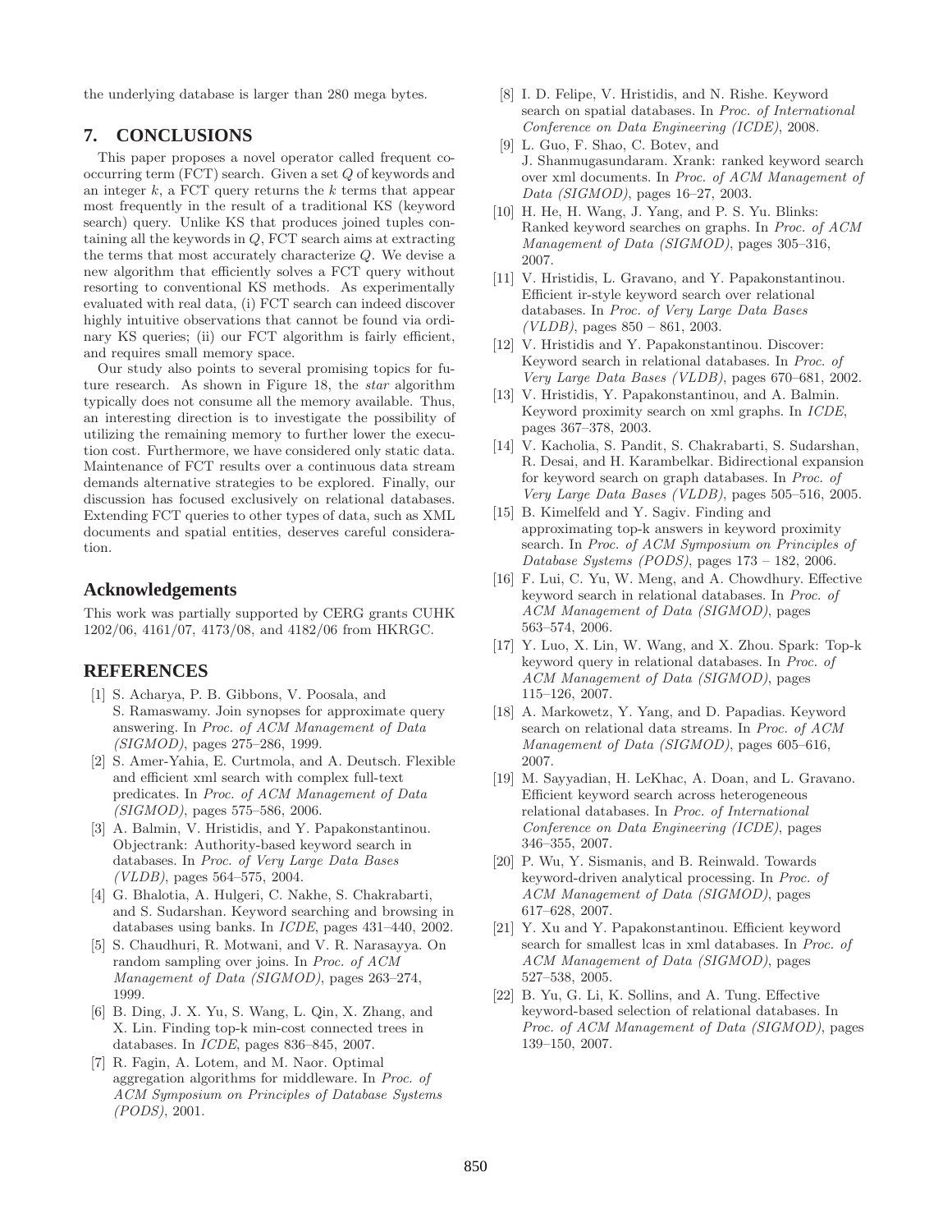the underlying database is larger than 280 mega bytes.

## 7. CONCLUSIONS

This paper proposes a novel operator called frequent co-occurring term (FCT) search. Given a set $Q$ of keywords and an integer $k$, a FCT query returns the $k$ terms that appear most frequently in the result of a traditional KS (keyword search) query. Unlike KS that produces joined tuples containing all the keywords in $Q$, FCT search aims at extracting the terms that most accurately characterize $Q$. We devise a new algorithm that efficiently solves a FCT query without resorting to conventional KS methods. As experimentally evaluated with real data, (i) FCT search can indeed discover highly intuitive observations that cannot be found via ordinary KS queries; (ii) our FCT algorithm is fairly efficient, and requires small memory space.

Our study also points to several promising topics for future research. As shown in Figure 18, the *star* algorithm typically does not consume all the memory available. Thus, an interesting direction is to investigate the possibility of utilizing the remaining memory to further lower the execution cost. Furthermore, we have considered only static data. Maintenance of FCT results over a continuous data stream demands alternative strategies to be explored. Finally, our discussion has focused exclusively on relational databases. Extending FCT queries to other types of data, such as XML documents and spatial entities, deserves careful consideration.

## Acknowledgements

This work was partially supported by CERG grants CUHK 1202/06, 4161/07, 4173/08, and 4182/06 from HKRGC.

## REFERENCES

[1] S. Acharya, P. B. Gibbons, V. Poosala, and S. Ramaswamy. Join synopses for approximate query answering. In *Proc. of ACM Management of Data (SIGMOD)*, pages 275–286, 1999.

[2] S. Amer-Yahia, E. Curtmola, and A. Deutsch. Flexible and efficient xml search with complex full-text predicates. In *Proc. of ACM Management of Data (SIGMOD)*, pages 575–586, 2006.

[3] A. Balmin, V. Hristidis, and Y. Papakonstantinou. Objectrank: Authority-based keyword search in databases. In *Proc. of Very Large Data Bases (VLDB)*, pages 564–575, 2004.

[4] G. Bhalotia, A. Hulgeri, C. Nakhe, S. Chakrabarti, and S. Sudarshan. Keyword searching and browsing in databases using banks. In *ICDE*, pages 431–440, 2002.

[5] S. Chaudhuri, R. Motwani, and V. R. Narasayya. On random sampling over joins. In *Proc. of ACM Management of Data (SIGMOD)*, pages 263–274, 1999.

[6] B. Ding, J. X. Yu, S. Wang, L. Qin, X. Zhang, and X. Lin. Finding top-k min-cost connected trees in databases. In *ICDE*, pages 836–845, 2007.

[7] R. Fagin, A. Lotem, and M. Naor. Optimal aggregation algorithms for middleware. In *Proc. of ACM Symposium on Principles of Database Systems (PODS)*, 2001.

[8] I. D. Felipe, V. Hristidis, and N. Rishe. Keyword search on spatial databases. In *Proc. of International Conference on Data Engineering (ICDE)*, 2008.

[9] L. Guo, F. Shao, C. Botev, and J. Shanmugasundaram. Xrank: ranked keyword search over xml documents. In *Proc. of ACM Management of Data (SIGMOD)*, pages 16–27, 2003.

[10] H. He, H. Wang, J. Yang, and P. S. Yu. Blinks: Ranked keyword searches on graphs. In *Proc. of ACM Management of Data (SIGMOD)*, pages 305–316, 2007.

[11] V. Hristidis, L. Gravano, and Y. Papakonstantinou. Efficient ir-style keyword search over relational databases. In *Proc. of Very Large Data Bases (VLDB)*, pages 850 – 861, 2003.

[12] V. Hristidis and Y. Papakonstantinou. Discover: Keyword search in relational databases. In *Proc. of Very Large Data Bases (VLDB)*, pages 670–681, 2002.

[13] V. Hristidis, Y. Papakonstantinou, and A. Balmin. Keyword proximity search on xml graphs. In *ICDE*, pages 367–378, 2003.

[14] V. Kacholia, S. Pandit, S. Chakrabarti, S. Sudarshan, R. Desai, and H. Karambelkar. Bidirectional expansion for keyword search on graph databases. In *Proc. of Very Large Data Bases (VLDB)*, pages 505–516, 2005.

[15] B. Kimelfeld and Y. Sagiv. Finding and approximating top-k answers in keyword proximity search. In *Proc. of ACM Symposium on Principles of Database Systems (PODS)*, pages 173 – 182, 2006.

[16] F. Lui, C. Yu, W. Meng, and A. Chowdhury. Effective keyword search in relational databases. In *Proc. of ACM Management of Data (SIGMOD)*, pages 563–574, 2006.

[17] Y. Luo, X. Lin, W. Wang, and X. Zhou. Spark: Top-k keyword query in relational databases. In *Proc. of ACM Management of Data (SIGMOD)*, pages 115–126, 2007.

[18] A. Markowetz, Y. Yang, and D. Papadias. Keyword search on relational data streams. In *Proc. of ACM Management of Data (SIGMOD)*, pages 605–616, 2007.

[19] M. Sayyadian, H. LeKhac, A. Doan, and L. Gravano. Efficient keyword search across heterogeneous relational databases. In *Proc. of International Conference on Data Engineering (ICDE)*, pages 346–355, 2007.

[20] P. Wu, Y. Sismanis, and B. Reinwald. Towards keyword-driven analytical processing. In *Proc. of ACM Management of Data (SIGMOD)*, pages 617–628, 2007.

[21] Y. Xu and Y. Papakonstantinou. Efficient keyword search for smallest lcas in xml databases. In *Proc. of ACM Management of Data (SIGMOD)*, pages 527–538, 2005.

[22] B. Yu, G. Li, K. Sollins, and A. Tung. Effective keyword-based selection of relational databases. In *Proc. of ACM Management of Data (SIGMOD)*, pages 139–150, 2007.